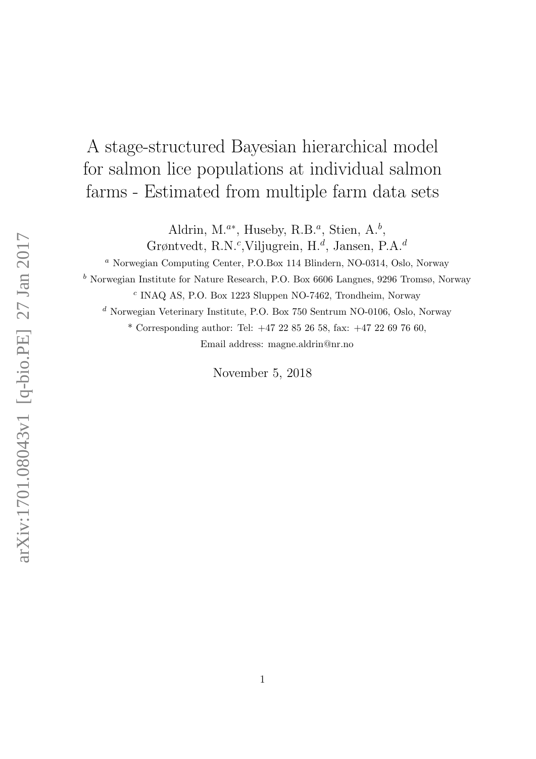# A stage-structured Bayesian hierarchical model for salmon lice populations at individual salmon farms - Estimated from multiple farm data sets

Aldrin, M.[a*], Huseby, R.B.[a], Stien, A.[b], Grøntvedt, R.N.[c], Viljugrein, H.[d], Jansen, P.A.[d]

[a] Norwegian Computing Center, P.O.Box 114 Blindern, NO-0314, Oslo, Norway

[b] Norwegian Institute for Nature Research, P.O. Box 6606 Langnes, 9296 Tromsø, Norway

[c] INAQ AS, P.O. Box 1223 Sluppen NO-7462, Trondheim, Norway

[d] Norwegian Veterinary Institute, P.O. Box 750 Sentrum NO-0106, Oslo, Norway

* Corresponding author: Tel: +47 22 85 26 58, fax: +47 22 69 76 60,

Email address: magne.aldrin@nr.no

November 5, 2018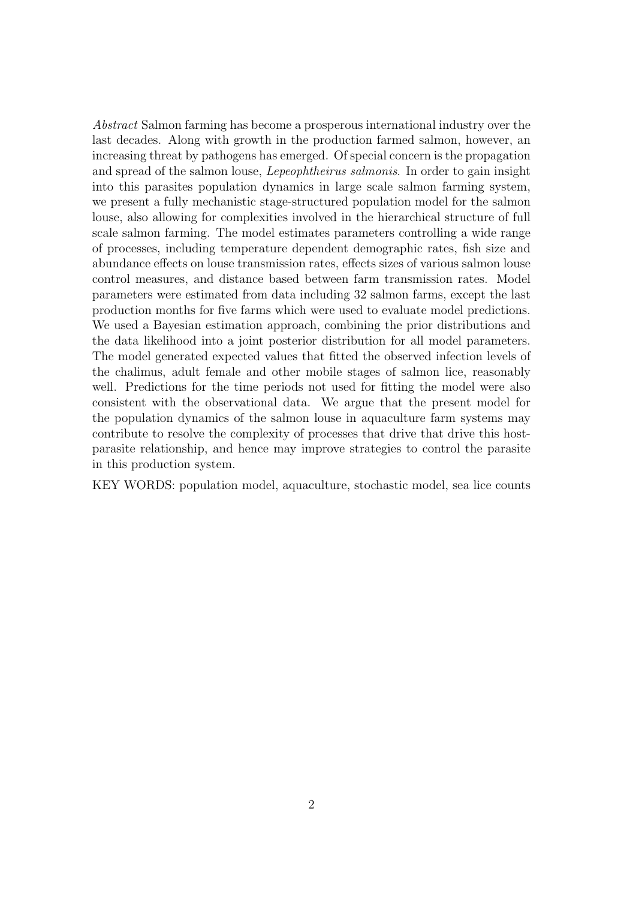*Abstract* Salmon farming has become a prosperous international industry over the last decades. Along with growth in the production farmed salmon, however, an increasing threat by pathogens has emerged. Of special concern is the propagation and spread of the salmon louse, *Lepeophtheirus salmonis*. In order to gain insight into this parasites population dynamics in large scale salmon farming system, we present a fully mechanistic stage-structured population model for the salmon louse, also allowing for complexities involved in the hierarchical structure of full scale salmon farming. The model estimates parameters controlling a wide range of processes, including temperature dependent demographic rates, fish size and abundance effects on louse transmission rates, effects sizes of various salmon louse control measures, and distance based between farm transmission rates. Model parameters were estimated from data including 32 salmon farms, except the last production months for five farms which were used to evaluate model predictions. We used a Bayesian estimation approach, combining the prior distributions and the data likelihood into a joint posterior distribution for all model parameters. The model generated expected values that fitted the observed infection levels of the chalimus, adult female and other mobile stages of salmon lice, reasonably well. Predictions for the time periods not used for fitting the model were also consistent with the observational data. We argue that the present model for the population dynamics of the salmon louse in aquaculture farm systems may contribute to resolve the complexity of processes that drive that drive this host-parasite relationship, and hence may improve strategies to control the parasite in this production system.

KEY WORDS: population model, aquaculture, stochastic model, sea lice counts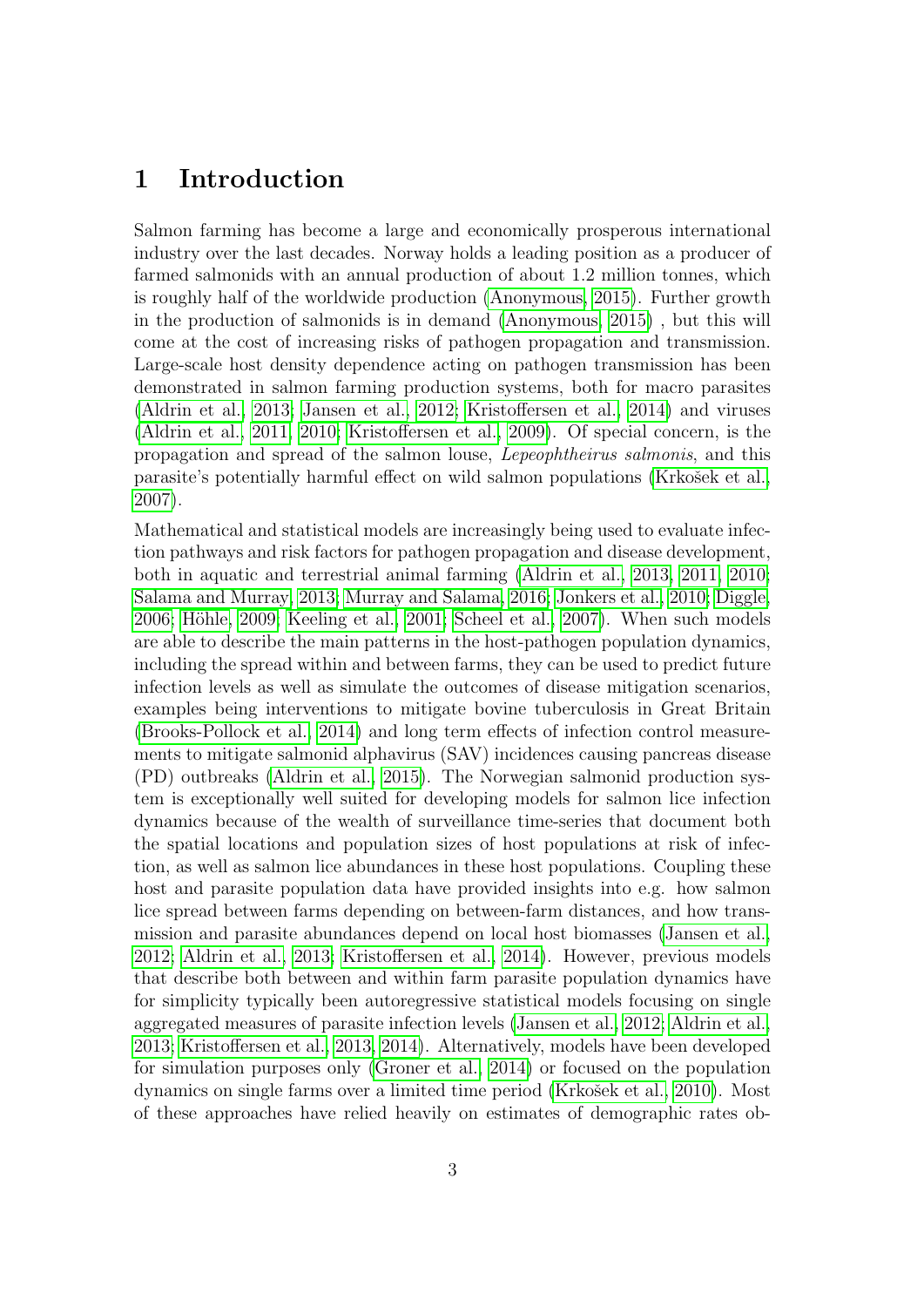# 1 Introduction

Salmon farming has become a large and economically prosperous international industry over the last decades. Norway holds a leading position as a producer of farmed salmonids with an annual production of about 1.2 million tonnes, which is roughly half of the worldwide production (Anonymous, 2015). Further growth in the production of salmonids is in demand (Anonymous, 2015) , but this will come at the cost of increasing risks of pathogen propagation and transmission. Large-scale host density dependence acting on pathogen transmission has been demonstrated in salmon farming production systems, both for macro parasites (Aldrin et al., 2013; Jansen et al., 2012; Kristoffersen et al., 2014) and viruses (Aldrin et al., 2011, 2010; Kristoffersen et al., 2009). Of special concern, is the propagation and spread of the salmon louse, *Lepeophtheirus salmonis*, and this parasite's potentially harmful effect on wild salmon populations (Krkošek et al., 2007).

Mathematical and statistical models are increasingly being used to evaluate infection pathways and risk factors for pathogen propagation and disease development, both in aquatic and terrestrial animal farming (Aldrin et al., 2013, 2011, 2010; Salama and Murray, 2013; Murray and Salama, 2016; Jonkers et al., 2010; Diggle, 2006; Höhle, 2009; Keeling et al., 2001; Scheel et al., 2007). When such models are able to describe the main patterns in the host-pathogen population dynamics, including the spread within and between farms, they can be used to predict future infection levels as well as simulate the outcomes of disease mitigation scenarios, examples being interventions to mitigate bovine tuberculosis in Great Britain (Brooks-Pollock et al., 2014) and long term effects of infection control measurements to mitigate salmonid alphavirus (SAV) incidences causing pancreas disease (PD) outbreaks (Aldrin et al., 2015). The Norwegian salmonid production system is exceptionally well suited for developing models for salmon lice infection dynamics because of the wealth of surveillance time-series that document both the spatial locations and population sizes of host populations at risk of infection, as well as salmon lice abundances in these host populations. Coupling these host and parasite population data have provided insights into e.g. how salmon lice spread between farms depending on between-farm distances, and how transmission and parasite abundances depend on local host biomasses (Jansen et al., 2012; Aldrin et al., 2013; Kristoffersen et al., 2014). However, previous models that describe both between and within farm parasite population dynamics have for simplicity typically been autoregressive statistical models focusing on single aggregated measures of parasite infection levels (Jansen et al., 2012; Aldrin et al., 2013; Kristoffersen et al., 2013, 2014). Alternatively, models have been developed for simulation purposes only (Groner et al., 2014) or focused on the population dynamics on single farms over a limited time period (Krkošek et al., 2010). Most of these approaches have relied heavily on estimates of demographic rates ob-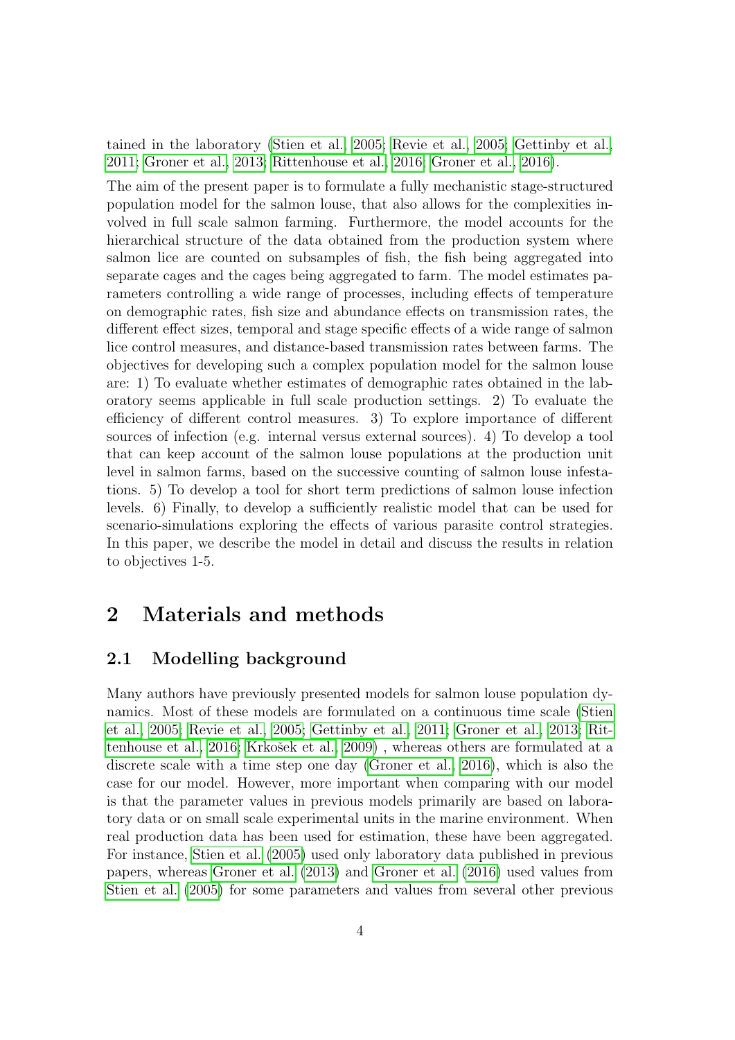tained in the laboratory (Stien et al., 2005; Revie et al., 2005; Gettinby et al., 2011; Groner et al., 2013; Rittenhouse et al., 2016; Groner et al., 2016).

The aim of the present paper is to formulate a fully mechanistic stage-structured population model for the salmon louse, that also allows for the complexities involved in full scale salmon farming. Furthermore, the model accounts for the hierarchical structure of the data obtained from the production system where salmon lice are counted on subsamples of fish, the fish being aggregated into separate cages and the cages being aggregated to farm. The model estimates parameters controlling a wide range of processes, including effects of temperature on demographic rates, fish size and abundance effects on transmission rates, the different effect sizes, temporal and stage specific effects of a wide range of salmon lice control measures, and distance-based transmission rates between farms. The objectives for developing such a complex population model for the salmon louse are: 1) To evaluate whether estimates of demographic rates obtained in the laboratory seems applicable in full scale production settings. 2) To evaluate the efficiency of different control measures. 3) To explore importance of different sources of infection (e.g. internal versus external sources). 4) To develop a tool that can keep account of the salmon louse populations at the production unit level in salmon farms, based on the successive counting of salmon louse infestations. 5) To develop a tool for short term predictions of salmon louse infection levels. 6) Finally, to develop a sufficiently realistic model that can be used for scenario-simulations exploring the effects of various parasite control strategies. In this paper, we describe the model in detail and discuss the results in relation to objectives 1-5.

# 2 Materials and methods

## 2.1 Modelling background

Many authors have previously presented models for salmon louse population dynamics. Most of these models are formulated on a continuous time scale (Stien et al., 2005; Revie et al., 2005; Gettinby et al., 2011; Groner et al., 2013; Rittenhouse et al., 2016; Krkošek et al., 2009) , whereas others are formulated at a discrete scale with a time step one day (Groner et al., 2016), which is also the case for our model. However, more important when comparing with our model is that the parameter values in previous models primarily are based on laboratory data or on small scale experimental units in the marine environment. When real production data has been used for estimation, these have been aggregated. For instance, Stien et al. (2005) used only laboratory data published in previous papers, whereas Groner et al. (2013) and Groner et al. (2016) used values from Stien et al. (2005) for some parameters and values from several other previous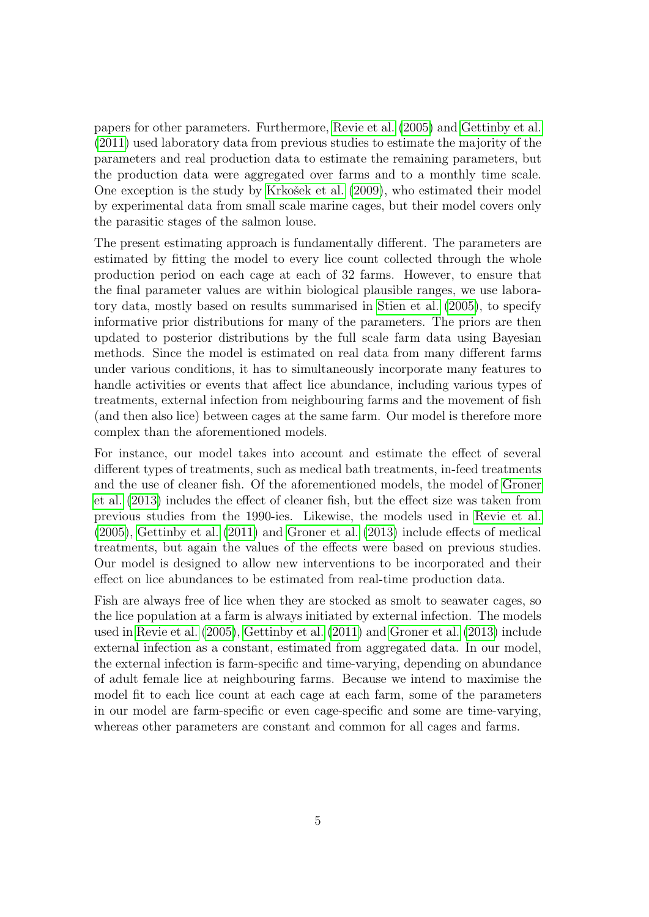papers for other parameters. Furthermore, Revie et al. (2005) and Gettinby et al. (2011) used laboratory data from previous studies to estimate the majority of the parameters and real production data to estimate the remaining parameters, but the production data were aggregated over farms and to a monthly time scale. One exception is the study by Krkošek et al. (2009), who estimated their model by experimental data from small scale marine cages, but their model covers only the parasitic stages of the salmon louse.

The present estimating approach is fundamentally different. The parameters are estimated by fitting the model to every lice count collected through the whole production period on each cage at each of 32 farms. However, to ensure that the final parameter values are within biological plausible ranges, we use laboratory data, mostly based on results summarised in Stien et al. (2005), to specify informative prior distributions for many of the parameters. The priors are then updated to posterior distributions by the full scale farm data using Bayesian methods. Since the model is estimated on real data from many different farms under various conditions, it has to simultaneously incorporate many features to handle activities or events that affect lice abundance, including various types of treatments, external infection from neighbouring farms and the movement of fish (and then also lice) between cages at the same farm. Our model is therefore more complex than the aforementioned models.

For instance, our model takes into account and estimate the effect of several different types of treatments, such as medical bath treatments, in-feed treatments and the use of cleaner fish. Of the aforementioned models, the model of Groner et al. (2013) includes the effect of cleaner fish, but the effect size was taken from previous studies from the 1990-ies. Likewise, the models used in Revie et al. (2005), Gettinby et al. (2011) and Groner et al. (2013) include effects of medical treatments, but again the values of the effects were based on previous studies. Our model is designed to allow new interventions to be incorporated and their effect on lice abundances to be estimated from real-time production data.

Fish are always free of lice when they are stocked as smolt to seawater cages, so the lice population at a farm is always initiated by external infection. The models used in Revie et al. (2005), Gettinby et al. (2011) and Groner et al. (2013) include external infection as a constant, estimated from aggregated data. In our model, the external infection is farm-specific and time-varying, depending on abundance of adult female lice at neighbouring farms. Because we intend to maximise the model fit to each lice count at each cage at each farm, some of the parameters in our model are farm-specific or even cage-specific and some are time-varying, whereas other parameters are constant and common for all cages and farms.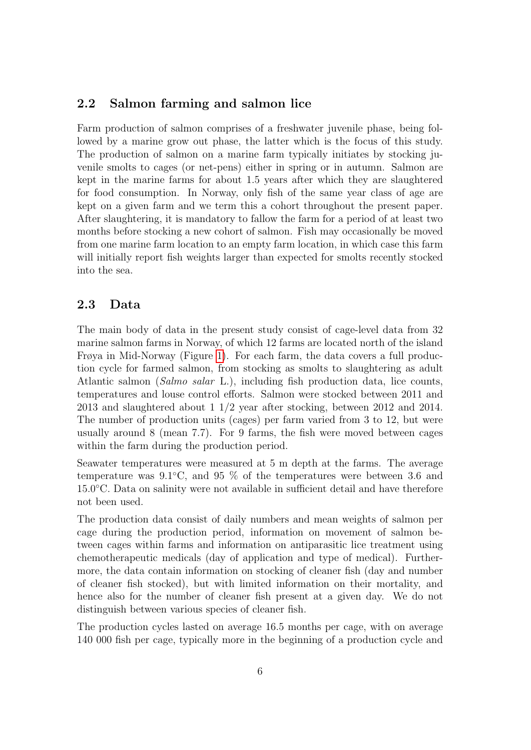## 2.2 Salmon farming and salmon lice

Farm production of salmon comprises of a freshwater juvenile phase, being followed by a marine grow out phase, the latter which is the focus of this study. The production of salmon on a marine farm typically initiates by stocking juvenile smolts to cages (or net-pens) either in spring or in autumn. Salmon are kept in the marine farms for about 1.5 years after which they are slaughtered for food consumption. In Norway, only fish of the same year class of age are kept on a given farm and we term this a cohort throughout the present paper. After slaughtering, it is mandatory to fallow the farm for a period of at least two months before stocking a new cohort of salmon. Fish may occasionally be moved from one marine farm location to an empty farm location, in which case this farm will initially report fish weights larger than expected for smolts recently stocked into the sea.

## 2.3 Data

The main body of data in the present study consist of cage-level data from 32 marine salmon farms in Norway, of which 12 farms are located north of the island Frøya in Mid-Norway (Figure 1). For each farm, the data covers a full production cycle for farmed salmon, from stocking as smolts to slaughtering as adult Atlantic salmon (*Salmo salar* L.), including fish production data, lice counts, temperatures and louse control efforts. Salmon were stocked between 2011 and 2013 and slaughtered about 1 1/2 year after stocking, between 2012 and 2014. The number of production units (cages) per farm varied from 3 to 12, but were usually around 8 (mean 7.7). For 9 farms, the fish were moved between cages within the farm during the production period.

Seawater temperatures were measured at 5 m depth at the farms. The average temperature was 9.1°C, and 95 % of the temperatures were between 3.6 and 15.0°C. Data on salinity were not available in sufficient detail and have therefore not been used.

The production data consist of daily numbers and mean weights of salmon per cage during the production period, information on movement of salmon between cages within farms and information on antiparasitic lice treatment using chemotherapeutic medicals (day of application and type of medical). Furthermore, the data contain information on stocking of cleaner fish (day and number of cleaner fish stocked), but with limited information on their mortality, and hence also for the number of cleaner fish present at a given day. We do not distinguish between various species of cleaner fish.

The production cycles lasted on average 16.5 months per cage, with on average 140 000 fish per cage, typically more in the beginning of a production cycle and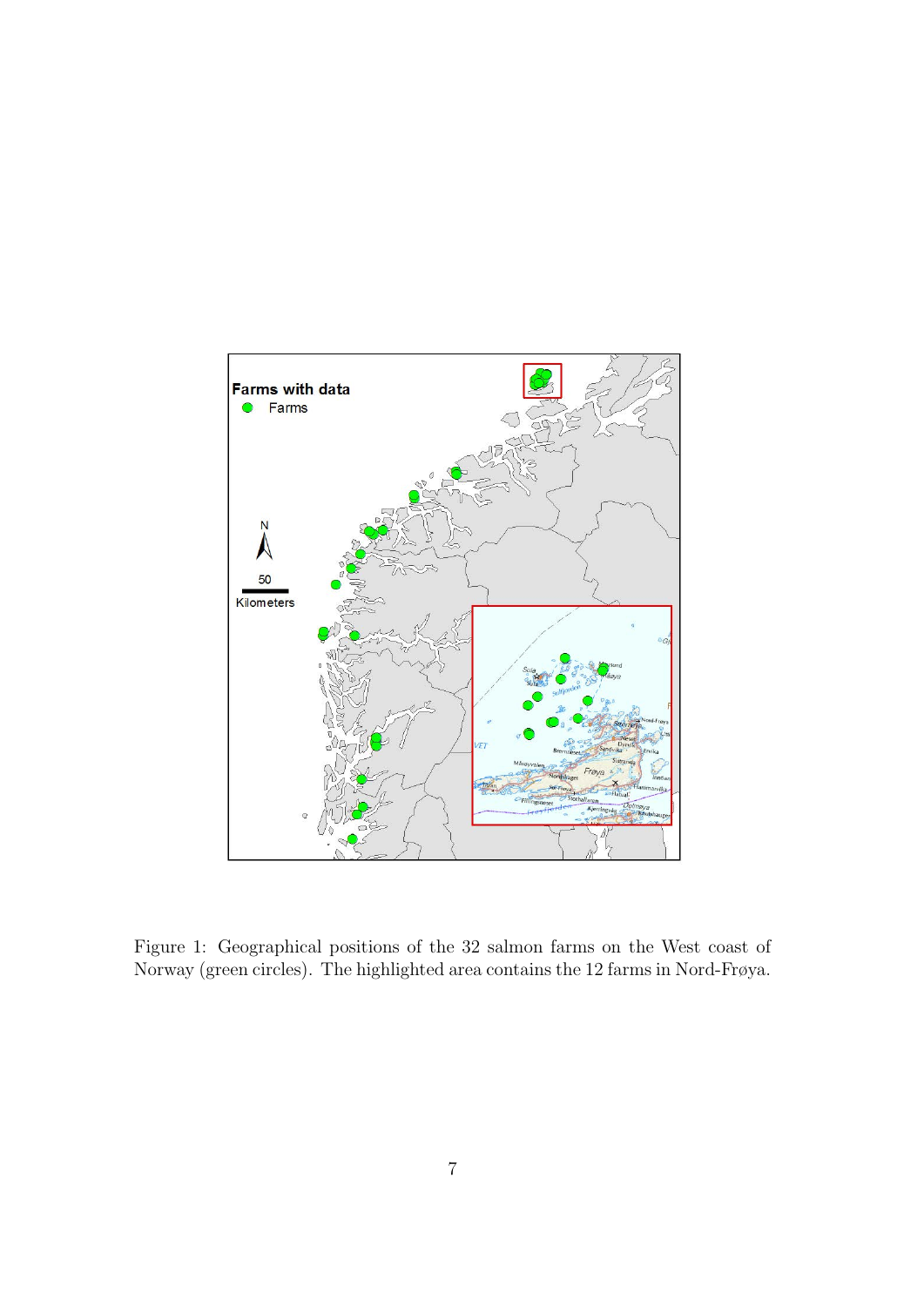Figure 1: Geographical positions of the 32 salmon farms on the West coast of Norway (green circles). The highlighted area contains the 12 farms in Nord-Frøya.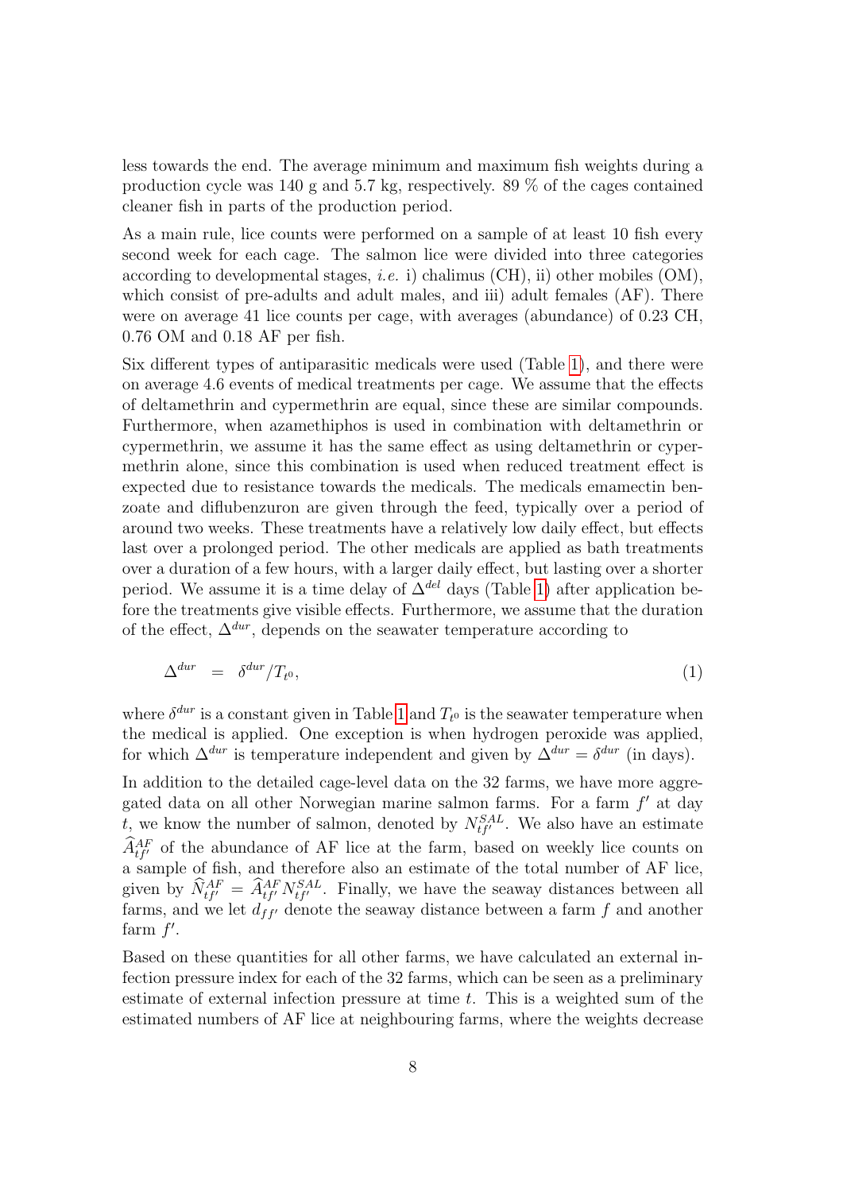less towards the end. The average minimum and maximum fish weights during a production cycle was 140 g and 5.7 kg, respectively. 89 % of the cages contained cleaner fish in parts of the production period.

As a main rule, lice counts were performed on a sample of at least 10 fish every second week for each cage. The salmon lice were divided into three categories according to developmental stages, *i.e.* i) chalimus (CH), ii) other mobiles (OM), which consist of pre-adults and adult males, and iii) adult females (AF). There were on average 41 lice counts per cage, with averages (abundance) of 0.23 CH, 0.76 OM and 0.18 AF per fish.

Six different types of antiparasitic medicals were used (Table 1), and there were on average 4.6 events of medical treatments per cage. We assume that the effects of deltamethrin and cypermethrin are equal, since these are similar compounds. Furthermore, when azamethiphos is used in combination with deltamethrin or cypermethrin, we assume it has the same effect as using deltamethrin or cypermethrin alone, since this combination is used when reduced treatment effect is expected due to resistance towards the medicals. The medicals emamectin benzoate and diflubenzuron are given through the feed, typically over a period of around two weeks. These treatments have a relatively low daily effect, but effects last over a prolonged period. The other medicals are applied as bath treatments over a duration of a few hours, with a larger daily effect, but lasting over a shorter period. We assume it is a time delay of $\Delta^{del}$ days (Table 1) after application before the treatments give visible effects. Furthermore, we assume that the duration of the effect, $\Delta^{dur}$, depends on the seawater temperature according to

$$\Delta^{dur} \quad = \quad \delta^{dur}/T_{t^0}, \tag{1}$$

where $\delta^{dur}$ is a constant given in Table 1 and $T_{t^0}$ is the seawater temperature when the medical is applied. One exception is when hydrogen peroxide was applied, for which $\Delta^{dur}$ is temperature independent and given by $\Delta^{dur} = \delta^{dur}$ (in days).

In addition to the detailed cage-level data on the 32 farms, we have more aggregated data on all other Norwegian marine salmon farms. For a farm $f'$ at day $t$, we know the number of salmon, denoted by $N^{SAL}_{tf'}$. We also have an estimate $\widehat{A}^{AF}_{tf'}$ of the abundance of AF lice at the farm, based on weekly lice counts on a sample of fish, and therefore also an estimate of the total number of AF lice, given by $\widehat{N}^{AF}_{tf'} = \widehat{A}^{AF}_{tf'} N^{SAL}_{tf'}$. Finally, we have the seaway distances between all farms, and we let $d_{ff'}$ denote the seaway distance between a farm $f$ and another farm $f'$.

Based on these quantities for all other farms, we have calculated an external infection pressure index for each of the 32 farms, which can be seen as a preliminary estimate of external infection pressure at time $t$. This is a weighted sum of the estimated numbers of AF lice at neighbouring farms, where the weights decrease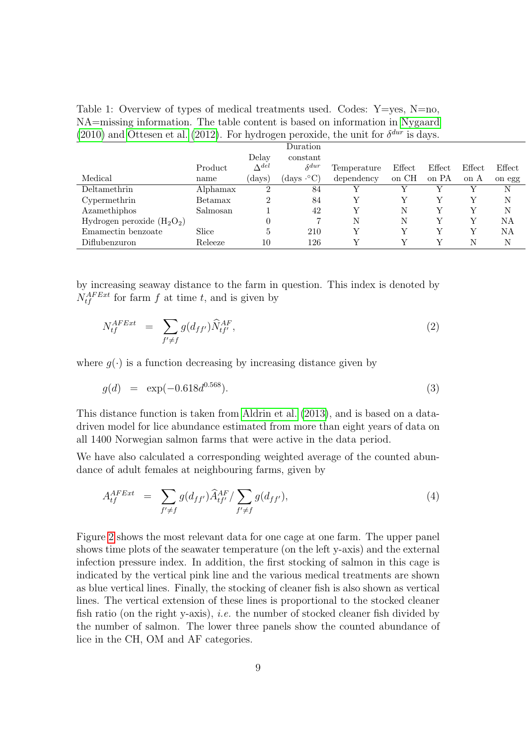Table 1: Overview of types of medical treatments used. Codes: Y=yes, N=no, NA=missing information. The table content is based on information in Nygaard (2010) and Ottesen et al. (2012). For hydrogen peroxide, the unit for $\delta^{dur}$ is days.

| Medical | Product name | Delay $\Delta^{del}$ (days) | Duration constant $\delta^{dur}$ (days $\cdot$°C) | Temperature dependency | Effect on CH | Effect on PA | Effect on A | Effect on egg |
|---|---|---|---|---|---|---|---|---|
| Deltamethrin | Alphamax | 2 | 84 | Y | Y | Y | Y | N |
| Cypermethrin | Betamax | 2 | 84 | Y | Y | Y | Y | N |
| Azamethiphos | Salmosan | 1 | 42 | Y | N | Y | Y | N |
| Hydrogen peroxide ($H_2O_2$) | | 0 | 7 | N | N | Y | Y | NA |
| Emamectin benzoate | Slice | 5 | 210 | Y | Y | Y | Y | NA |
| Diflubenzuron | Releeze | 10 | 126 | Y | Y | Y | N | N |

by increasing seaway distance to the farm in question. This index is denoted by $N_{tf}^{AFExt}$ for farm $f$ at time $t$, and is given by

$$N_{tf}^{AFExt} = \sum_{f' \neq f} g(d_{ff'}) \widehat{N}_{tf'}^{AF}, \tag{2}$$

where $g(\cdot)$ is a function decreasing by increasing distance given by

$$g(d) = \exp(-0.618 d^{0.568}). \tag{3}$$

This distance function is taken from Aldrin et al. (2013), and is based on a data-driven model for lice abundance estimated from more than eight years of data on all 1400 Norwegian salmon farms that were active in the data period.

We have also calculated a corresponding weighted average of the counted abundance of adult females at neighbouring farms, given by

$$A_{tf}^{AFExt} = \sum_{f' \neq f} g(d_{ff'}) \widehat{A}_{tf'}^{AF} / \sum_{f' \neq f} g(d_{ff'}), \tag{4}$$

Figure 2 shows the most relevant data for one cage at one farm. The upper panel shows time plots of the seawater temperature (on the left y-axis) and the external infection pressure index. In addition, the first stocking of salmon in this cage is indicated by the vertical pink line and the various medical treatments are shown as blue vertical lines. Finally, the stocking of cleaner fish is also shown as vertical lines. The vertical extension of these lines is proportional to the stocked cleaner fish ratio (on the right y-axis), *i.e.* the number of stocked cleaner fish divided by the number of salmon. The lower three panels show the counted abundance of lice in the CH, OM and AF categories.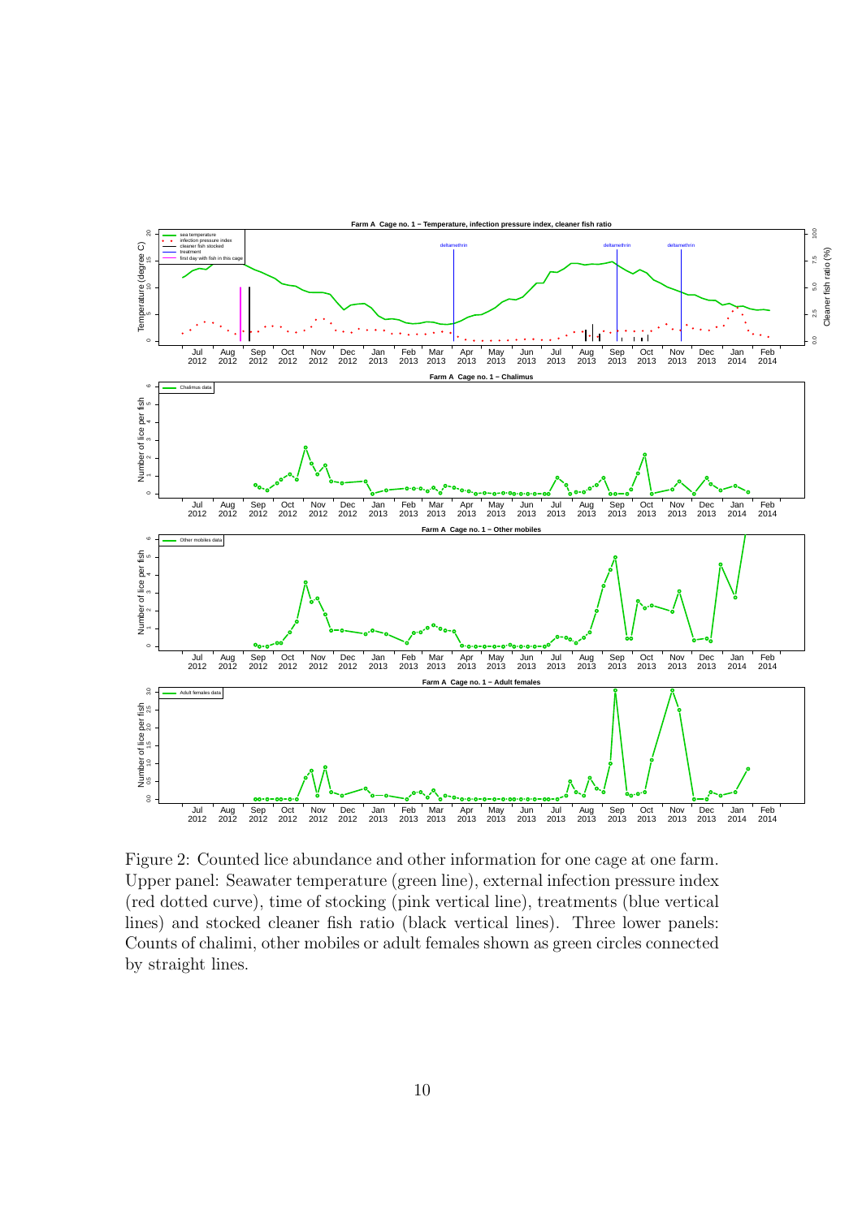Figure 2: Counted lice abundance and other information for one cage at one farm. Upper panel: Seawater temperature (green line), external infection pressure index (red dotted curve), time of stocking (pink vertical line), treatments (blue vertical lines) and stocked cleaner fish ratio (black vertical lines). Three lower panels: Counts of chalimi, other mobiles or adult females shown as green circles connected by straight lines.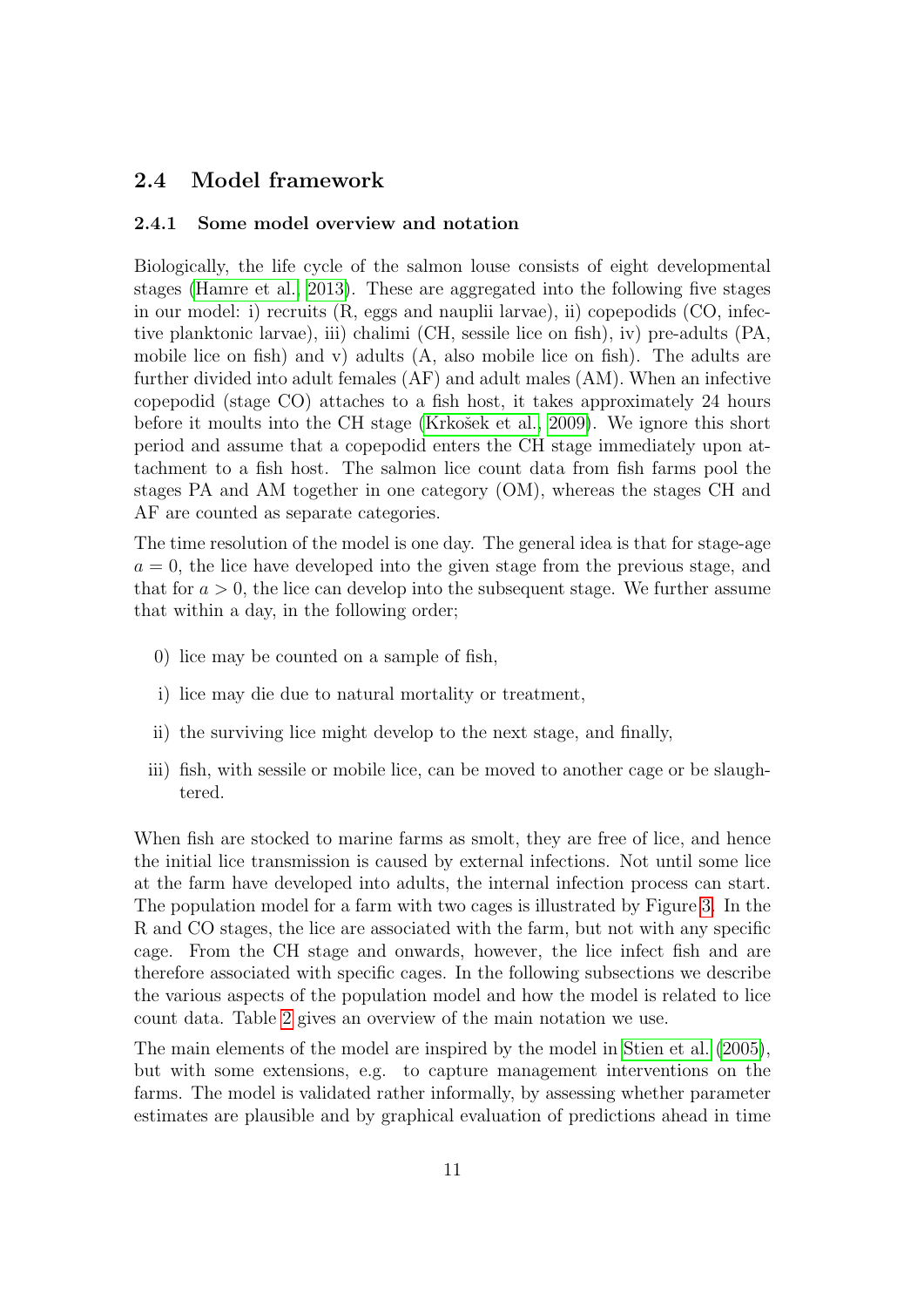## 2.4 Model framework

### 2.4.1 Some model overview and notation

Biologically, the life cycle of the salmon louse consists of eight developmental stages (Hamre et al., 2013). These are aggregated into the following five stages in our model: i) recruits (R, eggs and nauplii larvae), ii) copepodids (CO, infective planktonic larvae), iii) chalimi (CH, sessile lice on fish), iv) pre-adults (PA, mobile lice on fish) and v) adults (A, also mobile lice on fish). The adults are further divided into adult females (AF) and adult males (AM). When an infective copepodid (stage CO) attaches to a fish host, it takes approximately 24 hours before it moults into the CH stage (Krkošek et al., 2009). We ignore this short period and assume that a copepodid enters the CH stage immediately upon attachment to a fish host. The salmon lice count data from fish farms pool the stages PA and AM together in one category (OM), whereas the stages CH and AF are counted as separate categories.

The time resolution of the model is one day. The general idea is that for stage-age $a = 0$, the lice have developed into the given stage from the previous stage, and that for $a > 0$, the lice can develop into the subsequent stage. We further assume that within a day, in the following order;

0) lice may be counted on a sample of fish,

i) lice may die due to natural mortality or treatment,

ii) the surviving lice might develop to the next stage, and finally,

iii) fish, with sessile or mobile lice, can be moved to another cage or be slaughtered.

When fish are stocked to marine farms as smolt, they are free of lice, and hence the initial lice transmission is caused by external infections. Not until some lice at the farm have developed into adults, the internal infection process can start. The population model for a farm with two cages is illustrated by Figure 3. In the R and CO stages, the lice are associated with the farm, but not with any specific cage. From the CH stage and onwards, however, the lice infect fish and are therefore associated with specific cages. In the following subsections we describe the various aspects of the population model and how the model is related to lice count data. Table 2 gives an overview of the main notation we use.

The main elements of the model are inspired by the model in Stien et al. (2005), but with some extensions, e.g. to capture management interventions on the farms. The model is validated rather informally, by assessing whether parameter estimates are plausible and by graphical evaluation of predictions ahead in time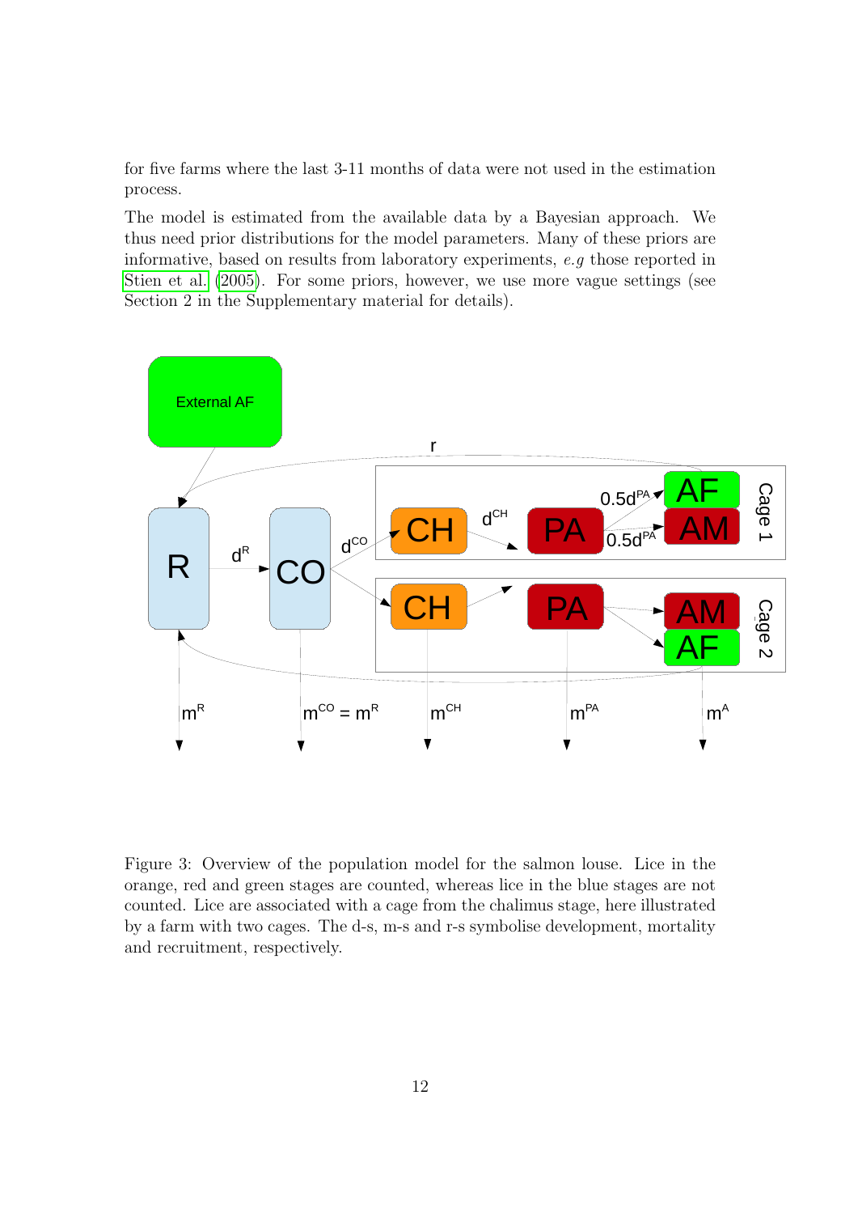for five farms where the last 3-11 months of data were not used in the estimation process.

The model is estimated from the available data by a Bayesian approach. We thus need prior distributions for the model parameters. Many of these priors are informative, based on results from laboratory experiments, *e.g* those reported in Stien et al. (2005). For some priors, however, we use more vague settings (see Section 2 in the Supplementary material for details).

Figure 3: Overview of the population model for the salmon louse. Lice in the orange, red and green stages are counted, whereas lice in the blue stages are not counted. Lice are associated with a cage from the chalimus stage, here illustrated by a farm with two cages. The d-s, m-s and r-s symbolise development, mortality and recruitment, respectively.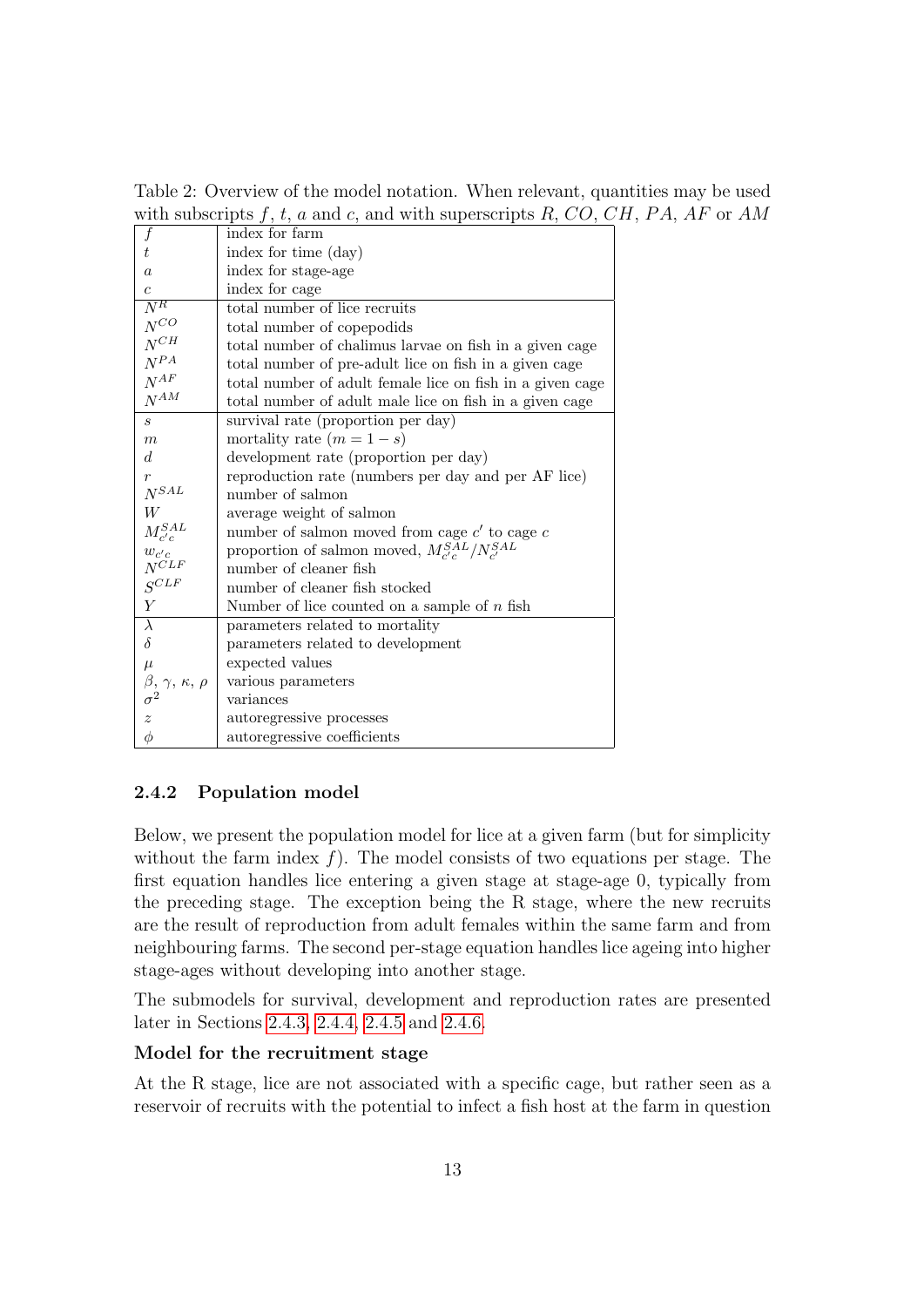Table 2: Overview of the model notation. When relevant, quantities may be used with subscripts $f$, $t$, $a$ and $c$, and with superscripts $R$, $CO$, $CH$, $PA$, $AF$ or $AM$

| | |
|---|---|
| $f$ | index for farm |
| $t$ | index for time (day) |
| $a$ | index for stage-age |
| $c$ | index for cage |
| $N^R$ | total number of lice recruits |
| $N^{CO}$ | total number of copepodids |
| $N^{CH}$ | total number of chalimus larvae on fish in a given cage |
| $N^{PA}$ | total number of pre-adult lice on fish in a given cage |
| $N^{AF}$ | total number of adult female lice on fish in a given cage |
| $N^{AM}$ | total number of adult male lice on fish in a given cage |
| $s$ | survival rate (proportion per day) |
| $m$ | mortality rate ($m = 1 - s$) |
| $d$ | development rate (proportion per day) |
| $r$ | reproduction rate (numbers per day and per AF lice) |
| $N^{SAL}$ | number of salmon |
| $W$ | average weight of salmon |
| $M^{SAL}_{c'c}$ | number of salmon moved from cage $c'$ to cage $c$ |
| $w_{c'c}$ | proportion of salmon moved, $M^{SAL}_{c'c}/N^{SAL}_{c'}$ |
| $N^{CLF}$ | number of cleaner fish |
| $S^{CLF}$ | number of cleaner fish stocked |
| $Y$ | Number of lice counted on a sample of $n$ fish |
| $\lambda$ | parameters related to mortality |
| $\delta$ | parameters related to development |
| $\mu$ | expected values |
| $\beta$, $\gamma$, $\kappa$, $\rho$ | various parameters |
| $\sigma^2$ | variances |
| $z$ | autoregressive processes |
| $\phi$ | autoregressive coefficients |

### 2.4.2 Population model

Below, we present the population model for lice at a given farm (but for simplicity without the farm index $f$). The model consists of two equations per stage. The first equation handles lice entering a given stage at stage-age 0, typically from the preceding stage. The exception being the R stage, where the new recruits are the result of reproduction from adult females within the same farm and from neighbouring farms. The second per-stage equation handles lice ageing into higher stage-ages without developing into another stage.

The submodels for survival, development and reproduction rates are presented later in Sections 2.4.3, 2.4.4, 2.4.5 and 2.4.6.

**Model for the recruitment stage**

At the R stage, lice are not associated with a specific cage, but rather seen as a reservoir of recruits with the potential to infect a fish host at the farm in question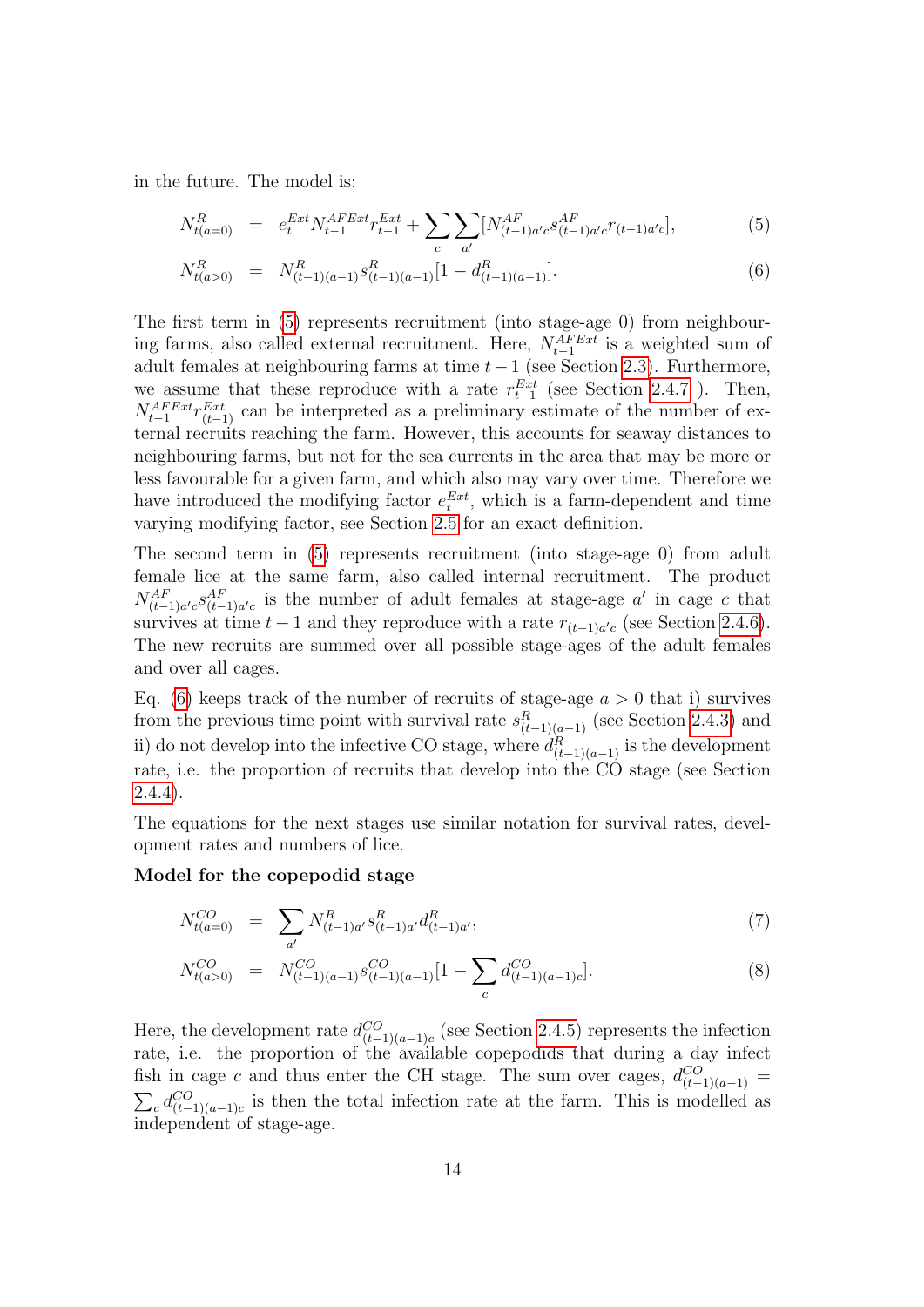in the future. The model is:

$$N^{R}_{t(a=0)} = e^{Ext}_{t} N^{AFExt}_{t-1} r^{Ext}_{t-1} + \sum_{c} \sum_{a'} [N^{AF}_{(t-1)a'c} s^{AF}_{(t-1)a'c} r_{(t-1)a'c}], \tag{5}$$

$$N^{R}_{t(a>0)} = N^{R}_{(t-1)(a-1)} s^{R}_{(t-1)(a-1)} [1 - d^{R}_{(t-1)(a-1)}]. \tag{6}$$

The first term in (5) represents recruitment (into stage-age 0) from neighbouring farms, also called external recruitment. Here, $N^{AFExt}_{t-1}$ is a weighted sum of adult females at neighbouring farms at time $t-1$ (see Section 2.3). Furthermore, we assume that these reproduce with a rate $r^{Ext}_{t-1}$ (see Section 2.4.7 ). Then, $N^{AFExt}_{t-1} r^{Ext}_{(t-1)}$ can be interpreted as a preliminary estimate of the number of external recruits reaching the farm. However, this accounts for seaway distances to neighbouring farms, but not for the sea currents in the area that may be more or less favourable for a given farm, and which also may vary over time. Therefore we have introduced the modifying factor $e^{Ext}_{t}$, which is a farm-dependent and time varying modifying factor, see Section 2.5 for an exact definition.

The second term in (5) represents recruitment (into stage-age 0) from adult female lice at the same farm, also called internal recruitment. The product $N^{AF}_{(t-1)a'c} s^{AF}_{(t-1)a'c}$ is the number of adult females at stage-age $a'$ in cage $c$ that survives at time $t-1$ and they reproduce with a rate $r_{(t-1)a'c}$ (see Section 2.4.6). The new recruits are summed over all possible stage-ages of the adult females and over all cages.

Eq. (6) keeps track of the number of recruits of stage-age $a > 0$ that i) survives from the previous time point with survival rate $s^{R}_{(t-1)(a-1)}$ (see Section 2.4.3) and ii) do not develop into the infective CO stage, where $d^{R}_{(t-1)(a-1)}$ is the development rate, i.e. the proportion of recruits that develop into the CO stage (see Section 2.4.4).

The equations for the next stages use similar notation for survival rates, development rates and numbers of lice.

**Model for the copepodid stage**

$$N^{CO}_{t(a=0)} = \sum_{a'} N^{R}_{(t-1)a'} s^{R}_{(t-1)a'} d^{R}_{(t-1)a'}, \tag{7}$$

$$N^{CO}_{t(a>0)} = N^{CO}_{(t-1)(a-1)} s^{CO}_{(t-1)(a-1)} [1 - \sum_{c} d^{CO}_{(t-1)(a-1)c}]. \tag{8}$$

Here, the development rate $d^{CO}_{(t-1)(a-1)c}$ (see Section 2.4.5) represents the infection rate, i.e. the proportion of the available copepodids that during a day infect fish in cage $c$ and thus enter the CH stage. The sum over cages, $d^{CO}_{(t-1)(a-1)} = \sum_{c} d^{CO}_{(t-1)(a-1)c}$ is then the total infection rate at the farm. This is modelled as independent of stage-age.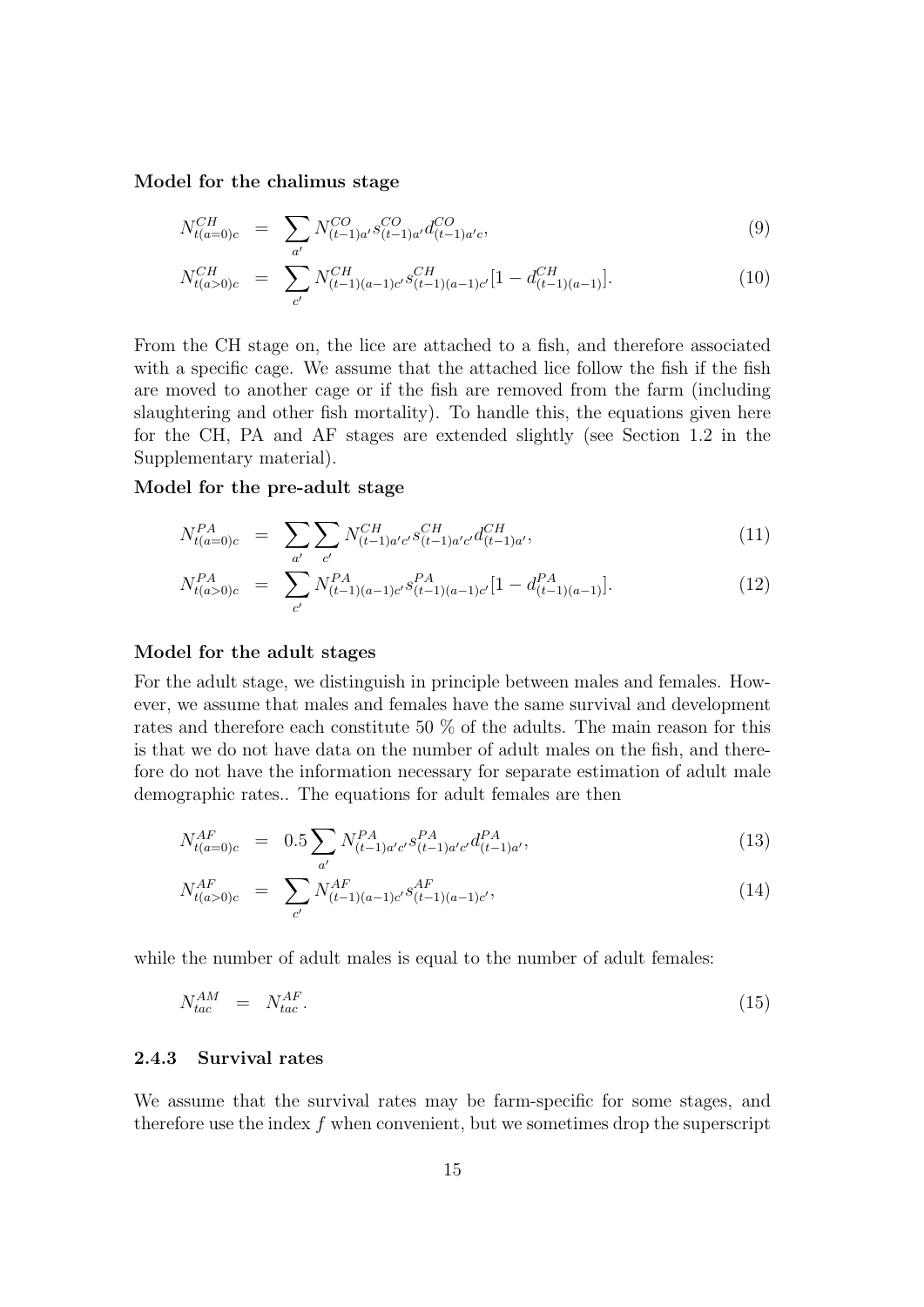**Model for the chalimus stage**

$$N^{CH}_{t(a=0)c} = \sum_{a'} N^{CO}_{(t-1)a'} s^{CO}_{(t-1)a'} d^{CO}_{(t-1)a'c}, \tag{9}$$

$$N^{CH}_{t(a>0)c} = \sum_{c'} N^{CH}_{(t-1)(a-1)c'} s^{CH}_{(t-1)(a-1)c'} [1 - d^{CH}_{(t-1)(a-1)}]. \tag{10}$$

From the CH stage on, the lice are attached to a fish, and therefore associated with a specific cage. We assume that the attached lice follow the fish if the fish are moved to another cage or if the fish are removed from the farm (including slaughtering and other fish mortality). To handle this, the equations given here for the CH, PA and AF stages are extended slightly (see Section 1.2 in the Supplementary material).

**Model for the pre-adult stage**

$$N^{PA}_{t(a=0)c} = \sum_{a'} \sum_{c'} N^{CH}_{(t-1)a'c'} s^{CH}_{(t-1)a'c'} d^{CH}_{(t-1)a'}, \tag{11}$$

$$N^{PA}_{t(a>0)c} = \sum_{c'} N^{PA}_{(t-1)(a-1)c'} s^{PA}_{(t-1)(a-1)c'} [1 - d^{PA}_{(t-1)(a-1)}]. \tag{12}$$

**Model for the adult stages**

For the adult stage, we distinguish in principle between males and females. However, we assume that males and females have the same survival and development rates and therefore each constitute 50 % of the adults. The main reason for this is that we do not have data on the number of adult males on the fish, and therefore do not have the information necessary for separate estimation of adult male demographic rates.. The equations for adult females are then

$$N^{AF}_{t(a=0)c} = 0.5 \sum_{a'} N^{PA}_{(t-1)a'c'} s^{PA}_{(t-1)a'c'} d^{PA}_{(t-1)a'}, \tag{13}$$

$$N^{AF}_{t(a>0)c} = \sum_{c'} N^{AF}_{(t-1)(a-1)c'} s^{AF}_{(t-1)(a-1)c'}, \tag{14}$$

while the number of adult males is equal to the number of adult females:

$$N^{AM}_{tac} = N^{AF}_{tac}. \tag{15}$$

### 2.4.3 Survival rates

We assume that the survival rates may be farm-specific for some stages, and therefore use the index $f$ when convenient, but we sometimes drop the superscript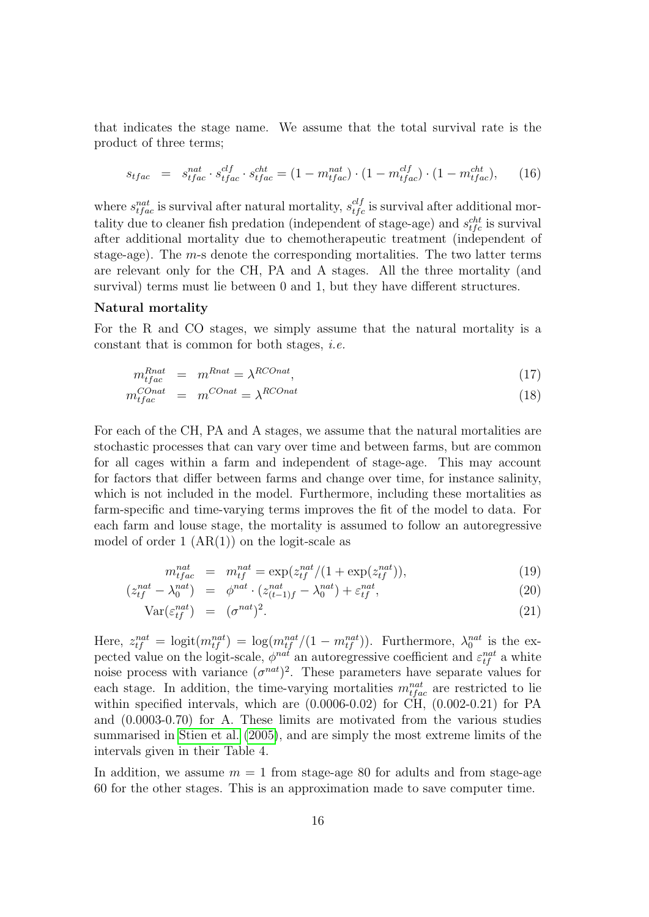that indicates the stage name. We assume that the total survival rate is the product of three terms;

$$s_{tfac} = s_{tfac}^{nat} \cdot s_{tfac}^{clf} \cdot s_{tfac}^{cht} = (1 - m_{tfac}^{nat}) \cdot (1 - m_{tfac}^{clf}) \cdot (1 - m_{tfac}^{cht}), \quad (16)$$

where $s_{tfac}^{nat}$ is survival after natural mortality, $s_{tfc}^{clf}$ is survival after additional mortality due to cleaner fish predation (independent of stage-age) and $s_{tfc}^{cht}$ is survival after additional mortality due to chemotherapeutic treatment (independent of stage-age). The $m$-s denote the corresponding mortalities. The two latter terms are relevant only for the CH, PA and A stages. All the three mortality (and survival) terms must lie between 0 and 1, but they have different structures.

**Natural mortality**

For the R and CO stages, we simply assume that the natural mortality is a constant that is common for both stages, *i.e.*

$$m_{tfac}^{Rnat} = m^{Rnat} = \lambda^{RCOnat}, \quad (17)$$

$$m_{tfac}^{COnat} = m^{COnat} = \lambda^{RCOnat} \quad (18)$$

For each of the CH, PA and A stages, we assume that the natural mortalities are stochastic processes that can vary over time and between farms, but are common for all cages within a farm and independent of stage-age. This may account for factors that differ between farms and change over time, for instance salinity, which is not included in the model. Furthermore, including these mortalities as farm-specific and time-varying terms improves the fit of the model to data. For each farm and louse stage, the mortality is assumed to follow an autoregressive model of order 1 (AR(1)) on the logit-scale as

$$m_{tfac}^{nat} = m_{tf}^{nat} = \exp(z_{tf}^{nat}/(1 + \exp(z_{tf}^{nat})), \quad (19)$$

$$(z_{tf}^{nat} - \lambda_0^{nat}) = \phi^{nat} \cdot (z_{(t-1)f}^{nat} - \lambda_0^{nat}) + \varepsilon_{tf}^{nat}, \quad (20)$$

$$\mathrm{Var}(\varepsilon_{tf}^{nat}) = (\sigma^{nat})^2. \quad (21)$$

Here, $z_{tf}^{nat} = \mathrm{logit}(m_{tf}^{nat}) = \log(m_{tf}^{nat}/(1 - m_{tf}^{nat}))$. Furthermore, $\lambda_0^{nat}$ is the expected value on the logit-scale, $\phi^{nat}$ an autoregressive coefficient and $\varepsilon_{tf}^{nat}$ a white noise process with variance $(\sigma^{nat})^2$. These parameters have separate values for each stage. In addition, the time-varying mortalities $m_{tfac}^{nat}$ are restricted to lie within specified intervals, which are (0.0006-0.02) for CH, (0.002-0.21) for PA and (0.0003-0.70) for A. These limits are motivated from the various studies summarised in Stien et al. (2005), and are simply the most extreme limits of the intervals given in their Table 4.

In addition, we assume $m = 1$ from stage-age 80 for adults and from stage-age 60 for the other stages. This is an approximation made to save computer time.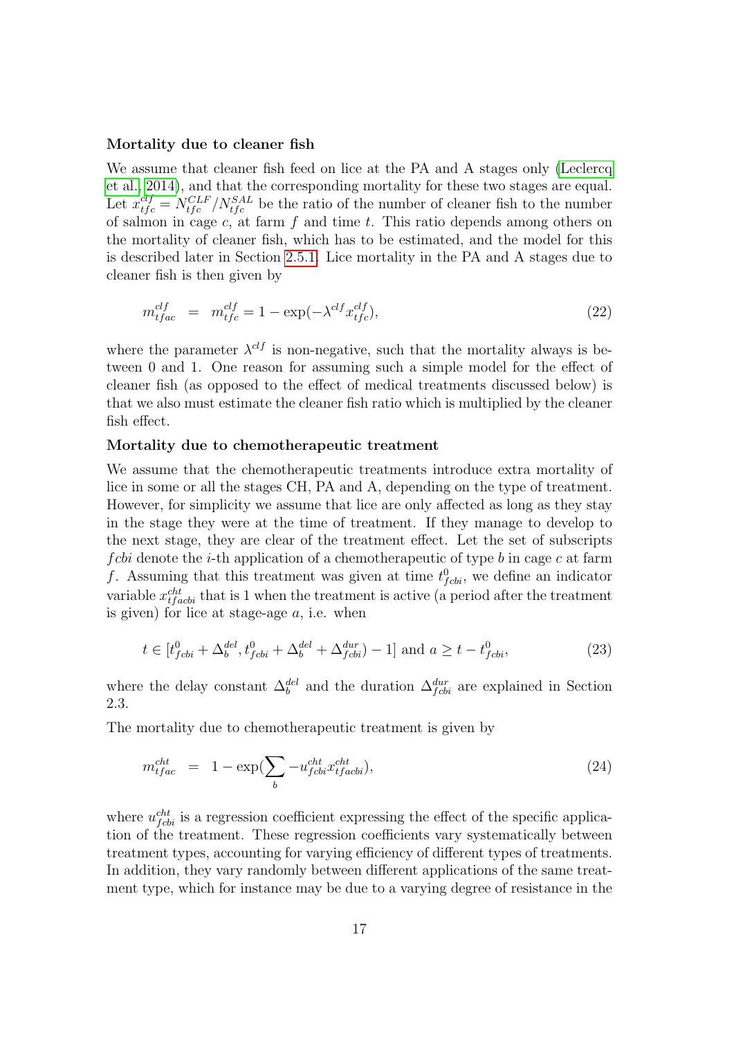**Mortality due to cleaner fish**

We assume that cleaner fish feed on lice at the PA and A stages only (Leclercq et al., 2014), and that the corresponding mortality for these two stages are equal. Let $x^{clf}_{tfc} = N^{CLF}_{tfc}/N^{SAL}_{tfc}$ be the ratio of the number of cleaner fish to the number of salmon in cage $c$, at farm $f$ and time $t$. This ratio depends among others on the mortality of cleaner fish, which has to be estimated, and the model for this is described later in Section 2.5.1. Lice mortality in the PA and A stages due to cleaner fish is then given by

$$m^{clf}_{tfac} \;\; = \;\; m^{clf}_{tfc} = 1 - \exp(-\lambda^{clf} x^{clf}_{tfc}), \tag{22}$$

where the parameter $\lambda^{clf}$ is non-negative, such that the mortality always is between 0 and 1. One reason for assuming such a simple model for the effect of cleaner fish (as opposed to the effect of medical treatments discussed below) is that we also must estimate the cleaner fish ratio which is multiplied by the cleaner fish effect.

**Mortality due to chemotherapeutic treatment**

We assume that the chemotherapeutic treatments introduce extra mortality of lice in some or all the stages CH, PA and A, depending on the type of treatment. However, for simplicity we assume that lice are only affected as long as they stay in the stage they were at the time of treatment. If they manage to develop to the next stage, they are clear of the treatment effect. Let the set of subscripts $fcbi$ denote the $i$-th application of a chemotherapeutic of type $b$ in cage $c$ at farm $f$. Assuming that this treatment was given at time $t^0_{fcbi}$, we define an indicator variable $x^{cht}_{tfacbi}$ that is 1 when the treatment is active (a period after the treatment is given) for lice at stage-age $a$, i.e. when

$$t \in [t^0_{fcbi} + \Delta^{del}_b, t^0_{fcbi} + \Delta^{del}_b + \Delta^{dur}_{fcbi}) - 1] \text{ and } a \geq t - t^0_{fcbi}, \tag{23}$$

where the delay constant $\Delta^{del}_b$ and the duration $\Delta^{dur}_{fcbi}$ are explained in Section 2.3.

The mortality due to chemotherapeutic treatment is given by

$$m^{cht}_{tfac} \;\; = \;\; 1 - \exp(\sum_b -u^{cht}_{fcbi} x^{cht}_{tfacbi}), \tag{24}$$

where $u^{cht}_{fcbi}$ is a regression coefficient expressing the effect of the specific application of the treatment. These regression coefficients vary systematically between treatment types, accounting for varying efficiency of different types of treatments. In addition, they vary randomly between different applications of the same treatment type, which for instance may be due to a varying degree of resistance in the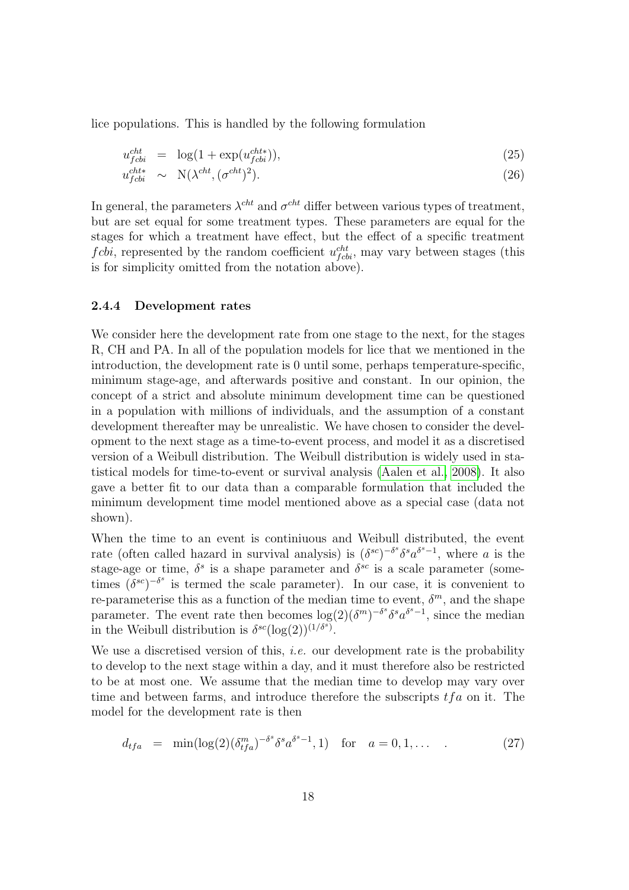lice populations. This is handled by the following formulation

$$
\begin{aligned}
u^{cht}_{fcbi} &= \log(1 + \exp(u^{cht*}_{fcbi})), \qquad (25)\\
u^{cht*}_{fcbi} &\sim \mathrm{N}(\lambda^{cht}, (\sigma^{cht})^2). \qquad (26)
\end{aligned}
$$

In general, the parameters $\lambda^{cht}$ and $\sigma^{cht}$ differ between various types of treatment, but are set equal for some treatment types. These parameters are equal for the stages for which a treatment have effect, but the effect of a specific treatment $fcbi$, represented by the random coefficient $u^{cht}_{fcbi}$, may vary between stages (this is for simplicity omitted from the notation above).

### 2.4.4 Development rates

We consider here the development rate from one stage to the next, for the stages R, CH and PA. In all of the population models for lice that we mentioned in the introduction, the development rate is 0 until some, perhaps temperature-specific, minimum stage-age, and afterwards positive and constant. In our opinion, the concept of a strict and absolute minimum development time can be questioned in a population with millions of individuals, and the assumption of a constant development thereafter may be unrealistic. We have chosen to consider the development to the next stage as a time-to-event process, and model it as a discretised version of a Weibull distribution. The Weibull distribution is widely used in statistical models for time-to-event or survival analysis (Aalen et al., 2008). It also gave a better fit to our data than a comparable formulation that included the minimum development time model mentioned above as a special case (data not shown).

When the time to an event is continiuous and Weibull distributed, the event rate (often called hazard in survival analysis) is $(\delta^{sc})^{-\delta^s}\delta^s a^{\delta^s-1}$, where $a$ is the stage-age or time, $\delta^s$ is a shape parameter and $\delta^{sc}$ is a scale parameter (sometimes $(\delta^{sc})^{-\delta^s}$ is termed the scale parameter). In our case, it is convenient to re-parameterise this as a function of the median time to event, $\delta^m$, and the shape parameter. The event rate then becomes $\log(2)(\delta^m)^{-\delta^s}\delta^s a^{\delta^s-1}$, since the median in the Weibull distribution is $\delta^{sc}(\log(2))^{(1/\delta^s)}$.

We use a discretised version of this, *i.e.* our development rate is the probability to develop to the next stage within a day, and it must therefore also be restricted to be at most one. We assume that the median time to develop may vary over time and between farms, and introduce therefore the subscripts $tfa$ on it. The model for the development rate is then

$$
d_{tfa} = \min(\log(2)(\delta^m_{tfa})^{-\delta^s}\delta^s a^{\delta^s-1}, 1) \quad \text{for} \quad a = 0, 1, \ldots \quad . \qquad (27)
$$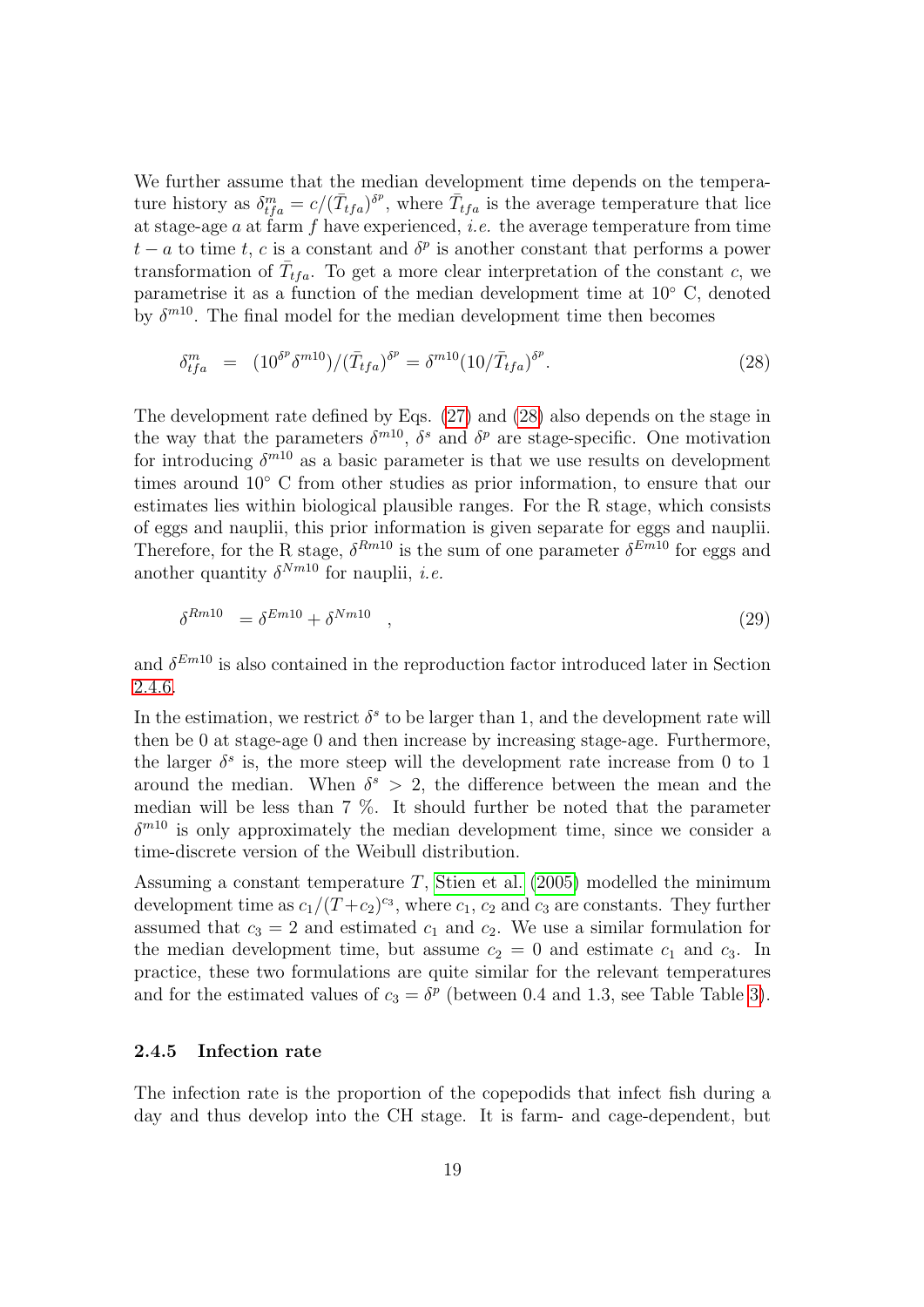We further assume that the median development time depends on the temperature history as $\delta^m_{tfa} = c/(\bar{T}_{tfa})^{\delta^p}$, where $\bar{T}_{tfa}$ is the average temperature that lice at stage-age $a$ at farm $f$ have experienced, *i.e.* the average temperature from time $t - a$ to time $t$, $c$ is a constant and $\delta^p$ is another constant that performs a power transformation of $\bar{T}_{tfa}$. To get a more clear interpretation of the constant $c$, we parametrise it as a function of the median development time at 10° C, denoted by $\delta^{m10}$. The final model for the median development time then becomes

$$\delta^m_{tfa} \;\; = \;\; (10^{\delta^p}\delta^{m10})/(\bar{T}_{tfa})^{\delta^p} = \delta^{m10}(10/\bar{T}_{tfa})^{\delta^p}. \tag{28}$$

The development rate defined by Eqs. (27) and (28) also depends on the stage in the way that the parameters $\delta^{m10}$, $\delta^s$ and $\delta^p$ are stage-specific. One motivation for introducing $\delta^{m10}$ as a basic parameter is that we use results on development times around 10° C from other studies as prior information, to ensure that our estimates lies within biological plausible ranges. For the R stage, which consists of eggs and nauplii, this prior information is given separate for eggs and nauplii. Therefore, for the R stage, $\delta^{Rm10}$ is the sum of one parameter $\delta^{Em10}$ for eggs and another quantity $\delta^{Nm10}$ for nauplii, *i.e.*

$$\delta^{Rm10} \;\; = \delta^{Em10} + \delta^{Nm10} \quad , \tag{29}$$

and $\delta^{Em10}$ is also contained in the reproduction factor introduced later in Section 2.4.6.

In the estimation, we restrict $\delta^s$ to be larger than 1, and the development rate will then be 0 at stage-age 0 and then increase by increasing stage-age. Furthermore, the larger $\delta^s$ is, the more steep will the development rate increase from 0 to 1 around the median. When $\delta^s > 2$, the difference between the mean and the median will be less than 7 %. It should further be noted that the parameter $\delta^{m10}$ is only approximately the median development time, since we consider a time-discrete version of the Weibull distribution.

Assuming a constant temperature $T$, Stien et al. (2005) modelled the minimum development time as $c_1/(T + c_2)^{c_3}$, where $c_1$, $c_2$ and $c_3$ are constants. They further assumed that $c_3 = 2$ and estimated $c_1$ and $c_2$. We use a similar formulation for the median development time, but assume $c_2 = 0$ and estimate $c_1$ and $c_3$. In practice, these two formulations are quite similar for the relevant temperatures and for the estimated values of $c_3 = \delta^p$ (between 0.4 and 1.3, see Table Table 3).

### 2.4.5 Infection rate

The infection rate is the proportion of the copepodids that infect fish during a day and thus develop into the CH stage. It is farm- and cage-dependent, but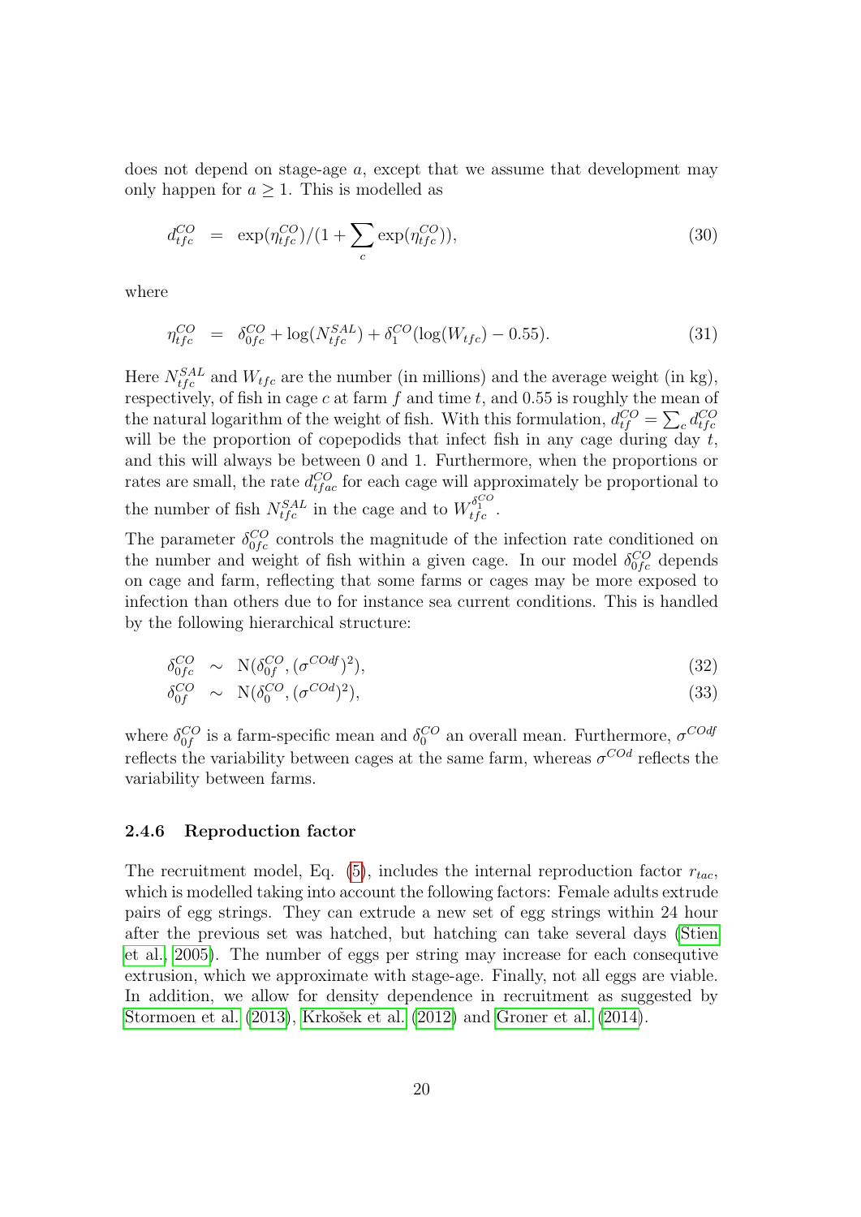does not depend on stage-age $a$, except that we assume that development may only happen for $a \geq 1$. This is modelled as

$$d_{tfc}^{CO} = \exp(\eta_{tfc}^{CO})/(1 + \sum_c \exp(\eta_{tfc}^{CO})), \tag{30}$$

where

$$\eta_{tfc}^{CO} = \delta_{0fc}^{CO} + \log(N_{tfc}^{SAL}) + \delta_1^{CO}(\log(W_{tfc}) - 0.55). \tag{31}$$

Here $N_{tfc}^{SAL}$ and $W_{tfc}$ are the number (in millions) and the average weight (in kg), respectively, of fish in cage $c$ at farm $f$ and time $t$, and 0.55 is roughly the mean of the natural logarithm of the weight of fish. With this formulation, $d_{tf}^{CO} = \sum_c d_{tfc}^{CO}$ will be the proportion of copepodids that infect fish in any cage during day $t$, and this will always be between 0 and 1. Furthermore, when the proportions or rates are small, the rate $d_{tfac}^{CO}$ for each cage will approximately be proportional to the number of fish $N_{tfc}^{SAL}$ in the cage and to $W_{tfc}^{\delta_1^{CO}}$.

The parameter $\delta_{0fc}^{CO}$ controls the magnitude of the infection rate conditioned on the number and weight of fish within a given cage. In our model $\delta_{0fc}^{CO}$ depends on cage and farm, reflecting that some farms or cages may be more exposed to infection than others due to for instance sea current conditions. This is handled by the following hierarchical structure:

$$\delta_{0fc}^{CO} \sim \mathrm{N}(\delta_{0f}^{CO}, (\sigma^{COdf})^2), \tag{32}$$

$$\delta_{0f}^{CO} \sim \mathrm{N}(\delta_0^{CO}, (\sigma^{COd})^2), \tag{33}$$

where $\delta_{0f}^{CO}$ is a farm-specific mean and $\delta_0^{CO}$ an overall mean. Furthermore, $\sigma^{COdf}$ reflects the variability between cages at the same farm, whereas $\sigma^{COd}$ reflects the variability between farms.

### 2.4.6 Reproduction factor

The recruitment model, Eq. (5), includes the internal reproduction factor $r_{tac}$, which is modelled taking into account the following factors: Female adults extrude pairs of egg strings. They can extrude a new set of egg strings within 24 hour after the previous set was hatched, but hatching can take several days (Stien et al., 2005). The number of eggs per string may increase for each consequtive extrusion, which we approximate with stage-age. Finally, not all eggs are viable. In addition, we allow for density dependence in recruitment as suggested by Stormoen et al. (2013), Krkošek et al. (2012) and Groner et al. (2014).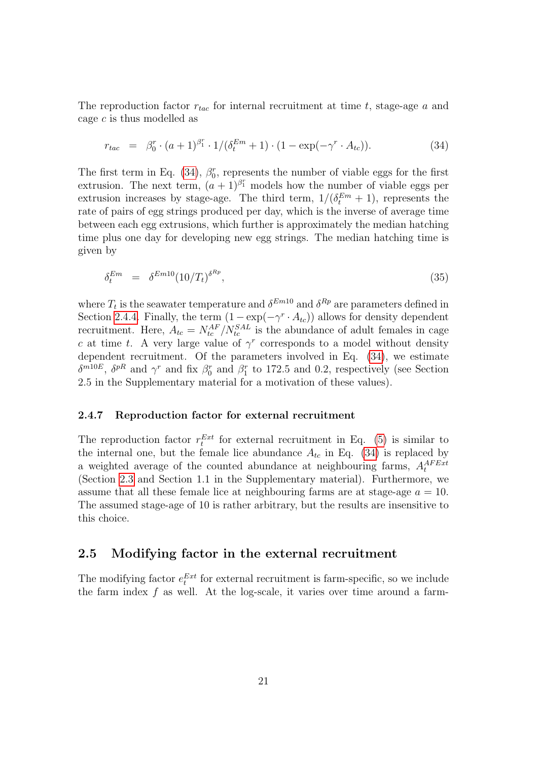The reproduction factor $r_{tac}$ for internal recruitment at time $t$, stage-age $a$ and cage $c$ is thus modelled as

$$r_{tac} \;\; = \;\; \beta_0^r \cdot (a+1)^{\beta_1^r} \cdot 1/(\delta_t^{Em}+1) \cdot (1-\exp(-\gamma^r \cdot A_{tc})). \tag{34}$$

The first term in Eq. (34), $\beta_0^r$, represents the number of viable eggs for the first extrusion. The next term, $(a+1)^{\beta_1^r}$ models how the number of viable eggs per extrusion increases by stage-age. The third term, $1/(\delta_t^{Em}+1)$, represents the rate of pairs of egg strings produced per day, which is the inverse of average time between each egg extrusions, which further is approximately the median hatching time plus one day for developing new egg strings. The median hatching time is given by

$$\delta_t^{Em} \;\; = \;\; \delta^{Em10}(10/T_t)^{\delta^{Rp}}, \tag{35}$$

where $T_t$ is the seawater temperature and $\delta^{Em10}$ and $\delta^{Rp}$ are parameters defined in Section 2.4.4. Finally, the term $(1-\exp(-\gamma^r \cdot A_{tc}))$ allows for density dependent recruitment. Here, $A_{tc} = N_{tc}^{AF}/N_{tc}^{SAL}$ is the abundance of adult females in cage $c$ at time $t$. A very large value of $\gamma^r$ corresponds to a model without density dependent recruitment. Of the parameters involved in Eq. (34), we estimate $\delta^{m10E}$, $\delta^{pR}$ and $\gamma^r$ and fix $\beta_0^r$ and $\beta_1^r$ to 172.5 and 0.2, respectively (see Section 2.5 in the Supplementary material for a motivation of these values).

#### 2.4.7 Reproduction factor for external recruitment

The reproduction factor $r_t^{Ext}$ for external recruitment in Eq. (5) is similar to the internal one, but the female lice abundance $A_{tc}$ in Eq. (34) is replaced by a weighted average of the counted abundance at neighbouring farms, $A_t^{AFExt}$ (Section 2.3 and Section 1.1 in the Supplementary material). Furthermore, we assume that all these female lice at neighbouring farms are at stage-age $a = 10$. The assumed stage-age of 10 is rather arbitrary, but the results are insensitive to this choice.

### 2.5 Modifying factor in the external recruitment

The modifying factor $e_t^{Ext}$ for external recruitment is farm-specific, so we include the farm index $f$ as well. At the log-scale, it varies over time around a farm-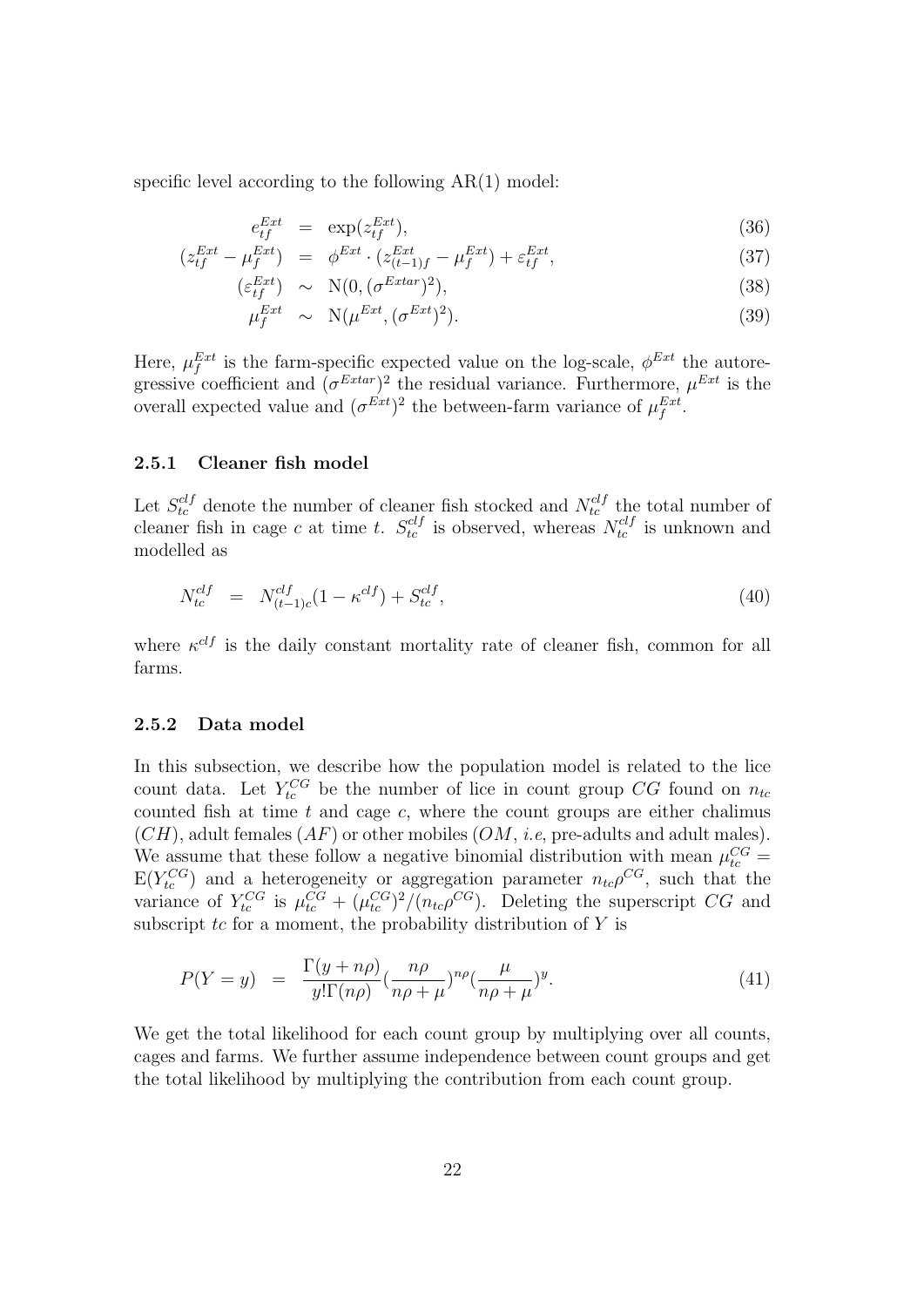specific level according to the following AR(1) model:

$$
\begin{aligned}
e_{tf}^{Ext} &= \exp(z_{tf}^{Ext}), &(36)\\
(z_{tf}^{Ext} - \mu_f^{Ext}) &= \phi^{Ext} \cdot (z_{(t-1)f}^{Ext} - \mu_f^{Ext}) + \varepsilon_{tf}^{Ext}, &(37)\\
(\varepsilon_{tf}^{Ext}) &\sim \mathrm{N}(0, (\sigma^{Extar})^2), &(38)\\
\mu_f^{Ext} &\sim \mathrm{N}(\mu^{Ext}, (\sigma^{Ext})^2). &(39)
\end{aligned}
$$

Here, $\mu_f^{Ext}$ is the farm-specific expected value on the log-scale, $\phi^{Ext}$ the autoregressive coefficient and $(\sigma^{Extar})^2$ the residual variance. Furthermore, $\mu^{Ext}$ is the overall expected value and $(\sigma^{Ext})^2$ the between-farm variance of $\mu_f^{Ext}$.

### 2.5.1 Cleaner fish model

Let $S_{tc}^{clf}$ denote the number of cleaner fish stocked and $N_{tc}^{clf}$ the total number of cleaner fish in cage $c$ at time $t$. $S_{tc}^{clf}$ is observed, whereas $N_{tc}^{clf}$ is unknown and modelled as

$$
N_{tc}^{clf} = N_{(t-1)c}^{clf}(1 - \kappa^{clf}) + S_{tc}^{clf}, \tag{40}
$$

where $\kappa^{clf}$ is the daily constant mortality rate of cleaner fish, common for all farms.

### 2.5.2 Data model

In this subsection, we describe how the population model is related to the lice count data. Let $Y_{tc}^{CG}$ be the number of lice in count group $CG$ found on $n_{tc}$ counted fish at time $t$ and cage $c$, where the count groups are either chalimus ($CH$), adult females ($AF$) or other mobiles ($OM$, *i.e*, pre-adults and adult males). We assume that these follow a negative binomial distribution with mean $\mu_{tc}^{CG} = \mathrm{E}(Y_{tc}^{CG})$ and a heterogeneity or aggregation parameter $n_{tc}\rho^{CG}$, such that the variance of $Y_{tc}^{CG}$ is $\mu_{tc}^{CG} + (\mu_{tc}^{CG})^2/(n_{tc}\rho^{CG})$. Deleting the superscript $CG$ and subscript $tc$ for a moment, the probability distribution of $Y$ is

$$
P(Y = y) = \frac{\Gamma(y + n\rho)}{y!\Gamma(n\rho)} (\frac{n\rho}{n\rho + \mu})^{n\rho} (\frac{\mu}{n\rho + \mu})^{y}. \tag{41}
$$

We get the total likelihood for each count group by multiplying over all counts, cages and farms. We further assume independence between count groups and get the total likelihood by multiplying the contribution from each count group.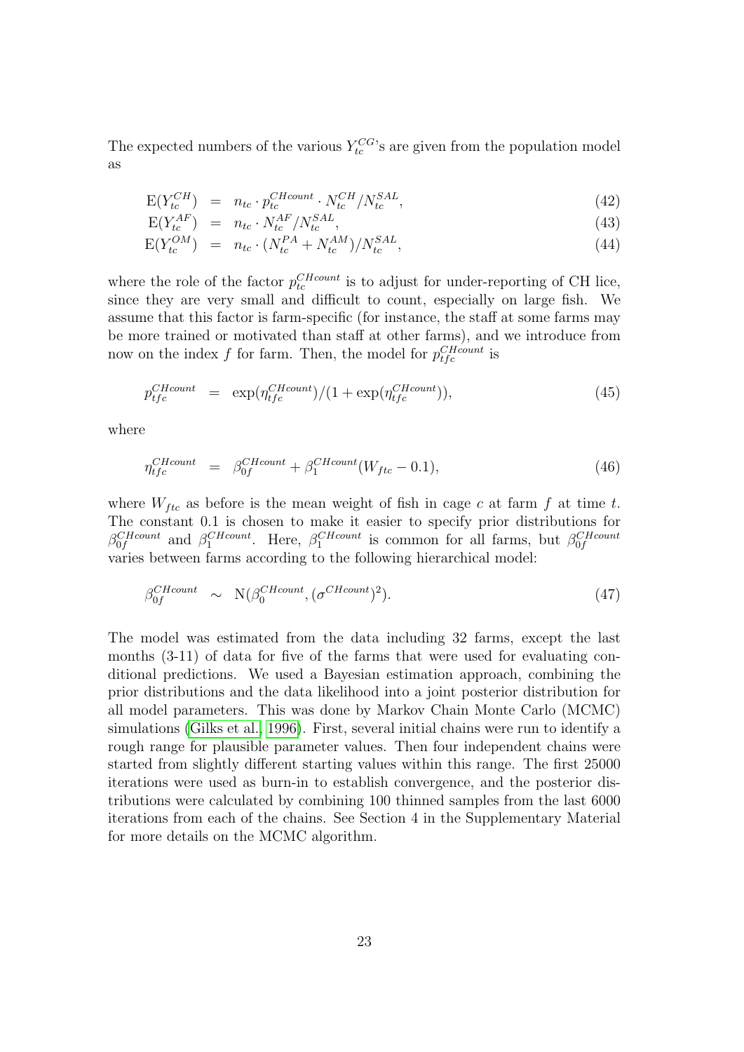The expected numbers of the various $Y_{tc}^{CG}$'s are given from the population model as

$$\mathrm{E}(Y_{tc}^{CH}) = n_{tc} \cdot p_{tc}^{CHcount} \cdot N_{tc}^{CH}/N_{tc}^{SAL}, \tag{42}$$

$$\mathrm{E}(Y_{tc}^{AF}) = n_{tc} \cdot N_{tc}^{AF}/N_{tc}^{SAL}, \tag{43}$$

$$\mathrm{E}(Y_{tc}^{OM}) = n_{tc} \cdot (N_{tc}^{PA} + N_{tc}^{AM})/N_{tc}^{SAL}, \tag{44}$$

where the role of the factor $p_{tc}^{CHcount}$ is to adjust for under-reporting of CH lice, since they are very small and difficult to count, especially on large fish. We assume that this factor is farm-specific (for instance, the staff at some farms may be more trained or motivated than staff at other farms), and we introduce from now on the index $f$ for farm. Then, the model for $p_{tfc}^{CHcount}$ is

$$p_{tfc}^{CHcount} = \exp(\eta_{tfc}^{CHcount})/(1 + \exp(\eta_{tfc}^{CHcount})), \tag{45}$$

where

$$\eta_{tfc}^{CHcount} = \beta_{0f}^{CHcount} + \beta_{1}^{CHcount}(W_{ftc} - 0.1), \tag{46}$$

where $W_{ftc}$ as before is the mean weight of fish in cage $c$ at farm $f$ at time $t$. The constant 0.1 is chosen to make it easier to specify prior distributions for $\beta_{0f}^{CHcount}$ and $\beta_{1}^{CHcount}$. Here, $\beta_{1}^{CHcount}$ is common for all farms, but $\beta_{0f}^{CHcount}$ varies between farms according to the following hierarchical model:

$$\beta_{0f}^{CHcount} \sim \mathrm{N}(\beta_{0}^{CHcount}, (\sigma^{CHcount})^2). \tag{47}$$

The model was estimated from the data including 32 farms, except the last months (3-11) of data for five of the farms that were used for evaluating conditional predictions. We used a Bayesian estimation approach, combining the prior distributions and the data likelihood into a joint posterior distribution for all model parameters. This was done by Markov Chain Monte Carlo (MCMC) simulations (Gilks et al., 1996). First, several initial chains were run to identify a rough range for plausible parameter values. Then four independent chains were started from slightly different starting values within this range. The first 25000 iterations were used as burn-in to establish convergence, and the posterior distributions were calculated by combining 100 thinned samples from the last 6000 iterations from each of the chains. See Section 4 in the Supplementary Material for more details on the MCMC algorithm.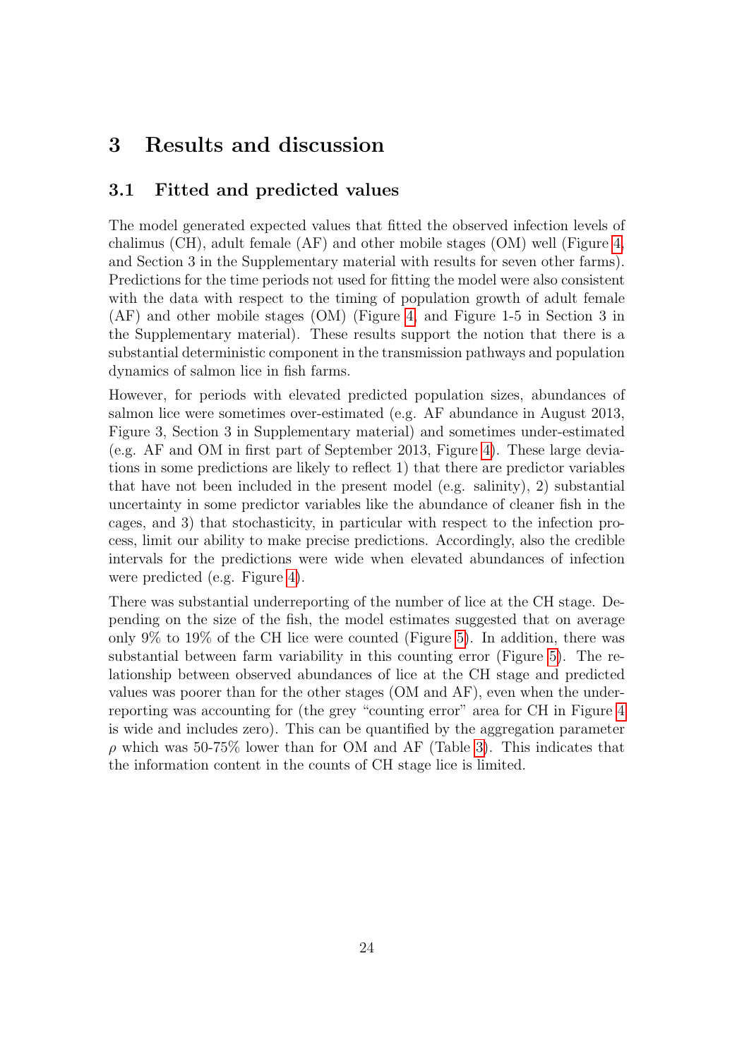# 3 Results and discussion

## 3.1 Fitted and predicted values

The model generated expected values that fitted the observed infection levels of chalimus (CH), adult female (AF) and other mobile stages (OM) well (Figure 4, and Section 3 in the Supplementary material with results for seven other farms). Predictions for the time periods not used for fitting the model were also consistent with the data with respect to the timing of population growth of adult female (AF) and other mobile stages (OM) (Figure 4, and Figure 1-5 in Section 3 in the Supplementary material). These results support the notion that there is a substantial deterministic component in the transmission pathways and population dynamics of salmon lice in fish farms.

However, for periods with elevated predicted population sizes, abundances of salmon lice were sometimes over-estimated (e.g. AF abundance in August 2013, Figure 3, Section 3 in Supplementary material) and sometimes under-estimated (e.g. AF and OM in first part of September 2013, Figure 4). These large deviations in some predictions are likely to reflect 1) that there are predictor variables that have not been included in the present model (e.g. salinity), 2) substantial uncertainty in some predictor variables like the abundance of cleaner fish in the cages, and 3) that stochasticity, in particular with respect to the infection process, limit our ability to make precise predictions. Accordingly, also the credible intervals for the predictions were wide when elevated abundances of infection were predicted (e.g. Figure 4).

There was substantial underreporting of the number of lice at the CH stage. Depending on the size of the fish, the model estimates suggested that on average only 9% to 19% of the CH lice were counted (Figure 5). In addition, there was substantial between farm variability in this counting error (Figure 5). The relationship between observed abundances of lice at the CH stage and predicted values was poorer than for the other stages (OM and AF), even when the underreporting was accounting for (the grey "counting error" area for CH in Figure 4 is wide and includes zero). This can be quantified by the aggregation parameter $\rho$ which was 50-75% lower than for OM and AF (Table 3). This indicates that the information content in the counts of CH stage lice is limited.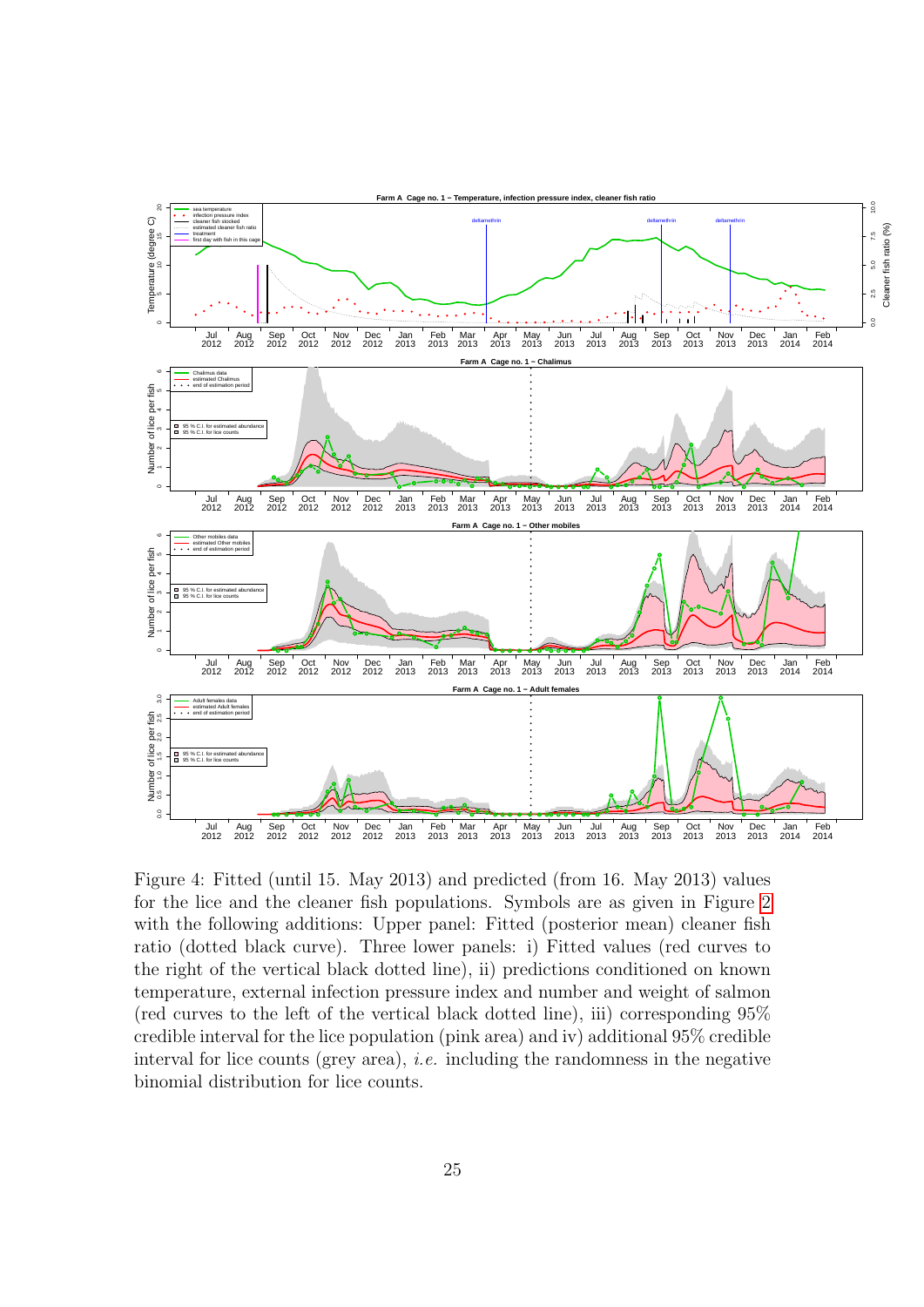Figure 4: Fitted (until 15. May 2013) and predicted (from 16. May 2013) values for the lice and the cleaner fish populations. Symbols are as given in Figure 2 with the following additions: Upper panel: Fitted (posterior mean) cleaner fish ratio (dotted black curve). Three lower panels: i) Fitted values (red curves to the right of the vertical black dotted line), ii) predictions conditioned on known temperature, external infection pressure index and number and weight of salmon (red curves to the left of the vertical black dotted line), iii) corresponding 95% credible interval for the lice population (pink area) and iv) additional 95% credible interval for lice counts (grey area), *i.e.* including the randomness in the negative binomial distribution for lice counts.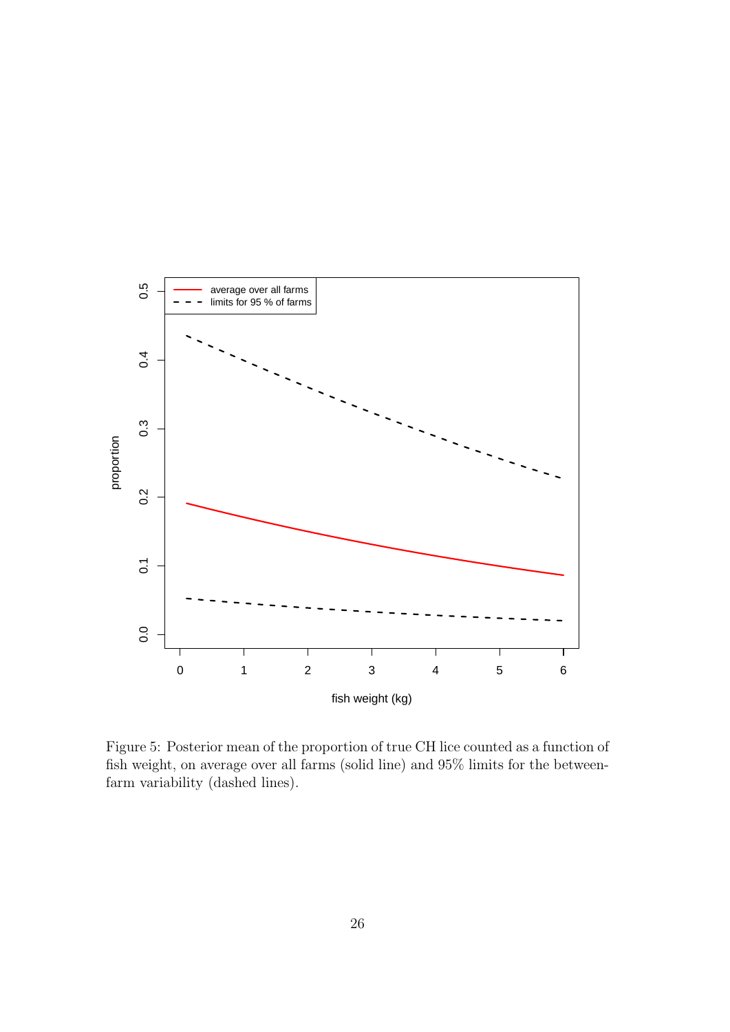Figure 5: Posterior mean of the proportion of true CH lice counted as a function of fish weight, on average over all farms (solid line) and 95% limits for the between-farm variability (dashed lines).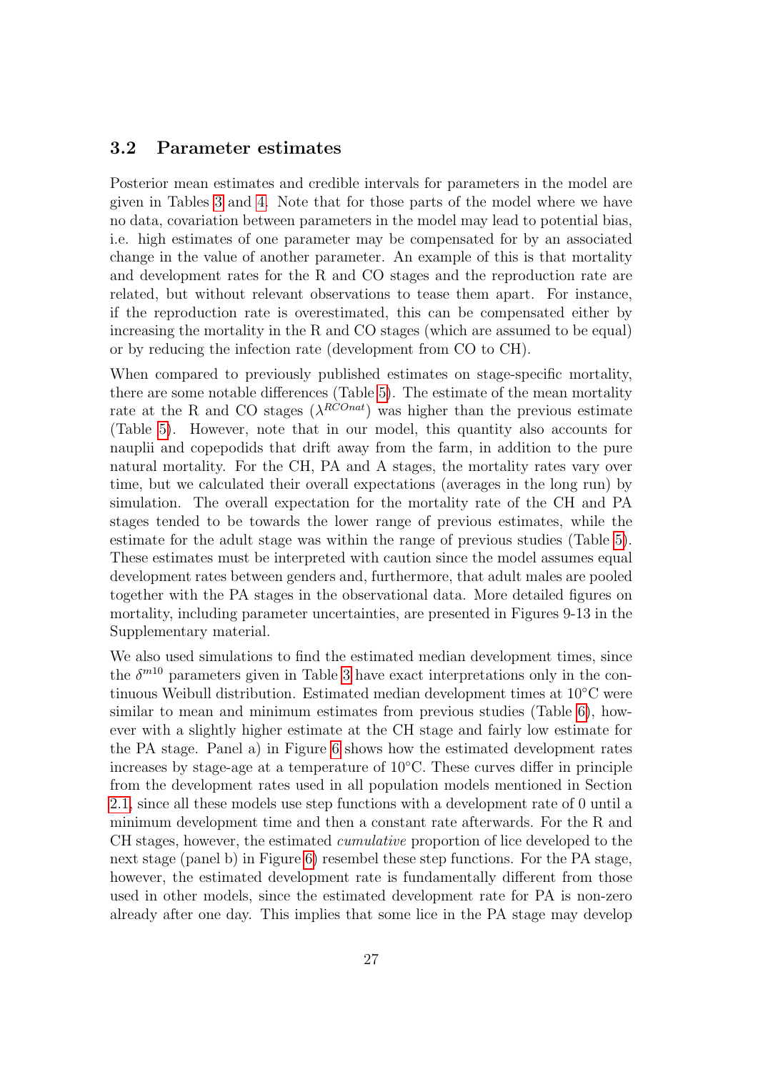### 3.2 Parameter estimates

Posterior mean estimates and credible intervals for parameters in the model are given in Tables 3 and 4. Note that for those parts of the model where we have no data, covariation between parameters in the model may lead to potential bias, i.e. high estimates of one parameter may be compensated for by an associated change in the value of another parameter. An example of this is that mortality and development rates for the R and CO stages and the reproduction rate are related, but without relevant observations to tease them apart. For instance, if the reproduction rate is overestimated, this can be compensated either by increasing the mortality in the R and CO stages (which are assumed to be equal) or by reducing the infection rate (development from CO to CH).

When compared to previously published estimates on stage-specific mortality, there are some notable differences (Table 5). The estimate of the mean mortality rate at the R and CO stages ($\lambda^{RCOnat}$) was higher than the previous estimate (Table 5). However, note that in our model, this quantity also accounts for nauplii and copepodids that drift away from the farm, in addition to the pure natural mortality. For the CH, PA and A stages, the mortality rates vary over time, but we calculated their overall expectations (averages in the long run) by simulation. The overall expectation for the mortality rate of the CH and PA stages tended to be towards the lower range of previous estimates, while the estimate for the adult stage was within the range of previous studies (Table 5). These estimates must be interpreted with caution since the model assumes equal development rates between genders and, furthermore, that adult males are pooled together with the PA stages in the observational data. More detailed figures on mortality, including parameter uncertainties, are presented in Figures 9-13 in the Supplementary material.

We also used simulations to find the estimated median development times, since the $\delta^{m10}$ parameters given in Table 3 have exact interpretations only in the continuous Weibull distribution. Estimated median development times at 10°C were similar to mean and minimum estimates from previous studies (Table 6), however with a slightly higher estimate at the CH stage and fairly low estimate for the PA stage. Panel a) in Figure 6 shows how the estimated development rates increases by stage-age at a temperature of 10°C. These curves differ in principle from the development rates used in all population models mentioned in Section 2.1, since all these models use step functions with a development rate of 0 until a minimum development time and then a constant rate afterwards. For the R and CH stages, however, the estimated *cumulative* proportion of lice developed to the next stage (panel b) in Figure 6) resembel these step functions. For the PA stage, however, the estimated development rate is fundamentally different from those used in other models, since the estimated development rate for PA is non-zero already after one day. This implies that some lice in the PA stage may develop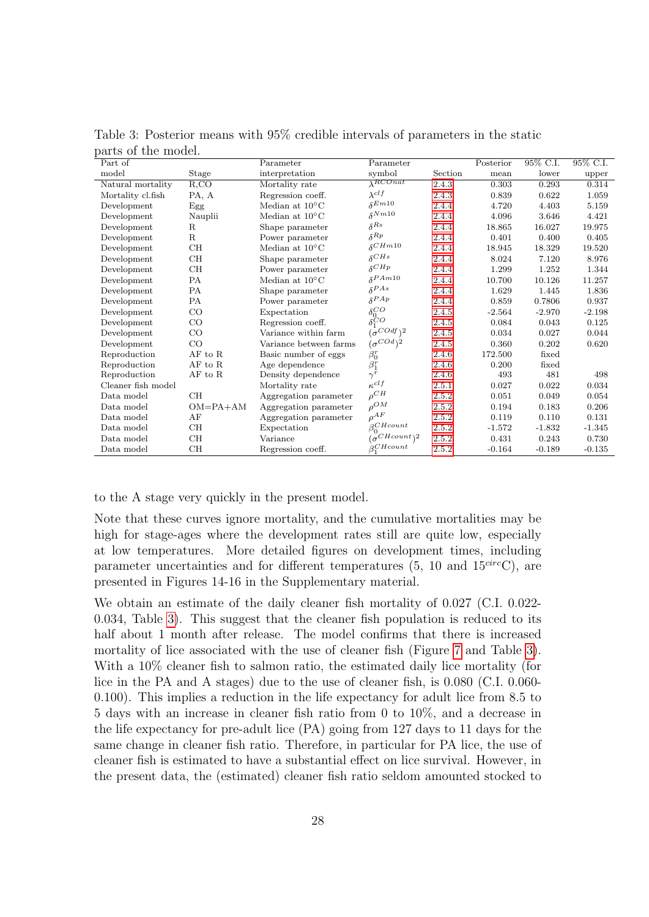Table 3: Posterior means with 95% credible intervals of parameters in the static parts of the model.

| Part of model | Stage | Parameter interpretation | Parameter symbol | Section | Posterior mean | 95% C.I. lower | 95% C.I. upper |
|---|---|---|---|---|---|---|---|
| Natural mortality | R,CO | Mortality rate | $\lambda^{RCOnat}$ | 2.4.3 | 0.303 | 0.293 | 0.314 |
| Mortality cl.fish | PA, A | Regression coeff. | $\lambda^{clf}$ | 2.4.3 | 0.839 | 0.622 | 1.059 |
| Development | Egg | Median at 10°C | $\delta^{Em10}$ | 2.4.4 | 4.720 | 4.403 | 5.159 |
| Development | Nauplii | Median at 10°C | $\delta^{Nm10}$ | 2.4.4 | 4.096 | 3.646 | 4.421 |
| Development | R | Shape parameter | $\delta^{Rs}$ | 2.4.4 | 18.865 | 16.027 | 19.975 |
| Development | R | Power parameter | $\delta^{Rp}$ | 2.4.4 | 0.401 | 0.400 | 0.405 |
| Development | CH | Median at 10°C | $\delta^{CHm10}$ | 2.4.4 | 18.945 | 18.329 | 19.520 |
| Development | CH | Shape parameter | $\delta^{CHs}$ | 2.4.4 | 8.024 | 7.120 | 8.976 |
| Development | CH | Power parameter | $\delta^{CHp}$ | 2.4.4 | 1.299 | 1.252 | 1.344 |
| Development | PA | Median at 10°C | $\delta^{PAm10}$ | 2.4.4 | 10.700 | 10.126 | 11.257 |
| Development | PA | Shape parameter | $\delta^{PAs}$ | 2.4.4 | 1.629 | 1.445 | 1.836 |
| Development | PA | Power parameter | $\delta^{PAp}$ | 2.4.4 | 0.859 | 0.7806 | 0.937 |
| Development | CO | Expectation | $\delta_0^{CO}$ | 2.4.5 | -2.564 | -2.970 | -2.198 |
| Development | CO | Regression coeff. | $\delta_1^{CO}$ | 2.4.5 | 0.084 | 0.043 | 0.125 |
| Development | CO | Variance within farm | $(\sigma^{CODf})^2$ | 2.4.5 | 0.034 | 0.027 | 0.044 |
| Development | CO | Variance between farms | $(\sigma^{COd})^2$ | 2.4.5 | 0.360 | 0.202 | 0.620 |
| Reproduction | AF to R | Basic number of eggs | $\beta_0^r$ | 2.4.6 | 172.500 | fixed | |
| Reproduction | AF to R | Age dependence | $\beta_1^r$ | 2.4.6 | 0.200 | fixed | |
| Reproduction | AF to R | Density dependence | $\gamma^r$ | 2.4.6 | 493 | 481 | 498 |
| Cleaner fish model | | Mortality rate | $\kappa^{clf}$ | 2.5.1 | 0.027 | 0.022 | 0.034 |
| Data model | CH | Aggregation parameter | $\rho^{CH}$ | 2.5.2 | 0.051 | 0.049 | 0.054 |
| Data model | OM=PA+AM | Aggregation parameter | $\rho^{OM}$ | 2.5.2 | 0.194 | 0.183 | 0.206 |
| Data model | AF | Aggregation parameter | $\rho^{AF}$ | 2.5.2 | 0.119 | 0.110 | 0.131 |
| Data model | CH | Expectation | $\beta_0^{CHcount}$ | 2.5.2 | -1.572 | -1.832 | -1.345 |
| Data model | CH | Variance | $(\sigma^{CHcount})^2$ | 2.5.2 | 0.431 | 0.243 | 0.730 |
| Data model | CH | Regression coeff. | $\beta_1^{CHcount}$ | 2.5.2 | -0.164 | -0.189 | -0.135 |

to the A stage very quickly in the present model.

Note that these curves ignore mortality, and the cumulative mortalities may be high for stage-ages where the development rates still are quite low, especially at low temperatures. More detailed figures on development times, including parameter uncertainties and for different temperatures (5, 10 and $15^{circ}$C), are presented in Figures 14-16 in the Supplementary material.

We obtain an estimate of the daily cleaner fish mortality of 0.027 (C.I. 0.022-0.034, Table 3). This suggest that the cleaner fish population is reduced to its half about 1 month after release. The model confirms that there is increased mortality of lice associated with the use of cleaner fish (Figure 7 and Table 3). With a 10% cleaner fish to salmon ratio, the estimated daily lice mortality (for lice in the PA and A stages) due to the use of cleaner fish, is 0.080 (C.I. 0.060-0.100). This implies a reduction in the life expectancy for adult lice from 8.5 to 5 days with an increase in cleaner fish ratio from 0 to 10%, and a decrease in the life expectancy for pre-adult lice (PA) going from 127 days to 11 days for the same change in cleaner fish ratio. Therefore, in particular for PA lice, the use of cleaner fish is estimated to have a substantial effect on lice survival. However, in the present data, the (estimated) cleaner fish ratio seldom amounted stocked to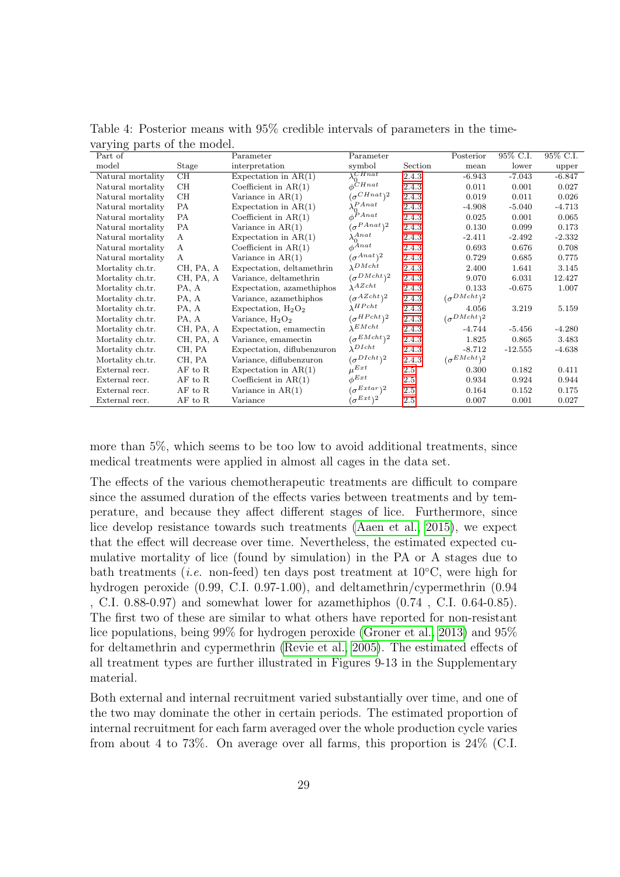Table 4: Posterior means with 95% credible intervals of parameters in the time-varying parts of the model.

| Part of model | Stage | Parameter interpretation | Parameter symbol | Section | Posterior mean | 95% C.I. lower | 95% C.I. upper |
|---|---|---|---|---|---|---|---|
| Natural mortality | CH | Expectation in AR(1) | $\lambda_0^{CHnat}$ | 2.4.3 | -6.943 | -7.043 | -6.847 |
| Natural mortality | CH | Coefficient in AR(1) | $\phi^{CHnat}$ | 2.4.3 | 0.011 | 0.001 | 0.027 |
| Natural mortality | CH | Variance in AR(1) | $(\sigma^{CHnat})^2$ | 2.4.3 | 0.019 | 0.011 | 0.026 |
| Natural mortality | PA | Expectation in AR(1) | $\lambda_0^{PAnat}$ | 2.4.3 | -4.908 | -5.040 | -4.713 |
| Natural mortality | PA | Coefficient in AR(1) | $\phi^{PAnat}$ | 2.4.3 | 0.025 | 0.001 | 0.065 |
| Natural mortality | PA | Variance in AR(1) | $(\sigma^{PAnat})^2$ | 2.4.3 | 0.130 | 0.099 | 0.173 |
| Natural mortality | A | Expectation in AR(1) | $\lambda_0^{Anat}$ | 2.4.3 | -2.411 | -2.492 | -2.332 |
| Natural mortality | A | Coefficient in AR(1) | $\phi^{Anat}$ | 2.4.3 | 0.693 | 0.676 | 0.708 |
| Natural mortality | A | Variance in AR(1) | $(\sigma^{Anat})^2$ | 2.4.3 | 0.729 | 0.685 | 0.775 |
| Mortality ch.tr. | CH, PA, A | Expectation, deltamethrin | $\lambda^{DMcht}$ | 2.4.3 | 2.400 | 1.641 | 3.145 |
| Mortality ch.tr. | CH, PA, A | Variance, deltamethrin | $(\sigma^{DMcht})^2$ | 2.4.3 | 9.070 | 6.031 | 12.427 |
| Mortality ch.tr. | PA, A | Expectation, azamethiphos | $\lambda^{AZcht}$ | 2.4.3 | 0.133 | -0.675 | 1.007 |
| Mortality ch.tr. | PA, A | Variance, azamethiphos | $(\sigma^{AZcht})^2$ | 2.4.3 | $(\sigma^{DMcht})^2$ | | |
| Mortality ch.tr. | PA, A | Expectation, $H_2O_2$ | $\lambda^{HPcht}$ | 2.4.3 | 4.056 | 3.219 | 5.159 |
| Mortality ch.tr. | PA, A | Variance, $H_2O_2$ | $(\sigma^{HPcht})^2$ | 2.4.3 | $(\sigma^{DMcht})^2$ | | |
| Mortality ch.tr. | CH, PA, A | Expectation, emamectin | $\lambda^{EMcht}$ | 2.4.3 | -4.744 | -5.456 | -4.280 |
| Mortality ch.tr. | CH, PA, A | Variance, emamectin | $(\sigma^{EMcht})^2$ | 2.4.3 | 1.825 | 0.865 | 3.483 |
| Mortality ch.tr. | CH, PA | Expectation, diflubenzuron | $\lambda^{DIcht}$ | 2.4.3 | -8.712 | -12.555 | -4.638 |
| Mortality ch.tr. | CH, PA | Variance, diflubenzuron | $(\sigma^{DIcht})^2$ | 2.4.3 | $(\sigma^{EMcht})^2$ | | |
| External recr. | AF to R | Expectation in AR(1) | $\mu^{Ext}$ | 2.5 | 0.300 | 0.182 | 0.411 |
| External recr. | AF to R | Coefficient in AR(1) | $\phi^{Ext}$ | 2.5 | 0.934 | 0.924 | 0.944 |
| External recr. | AF to R | Variance in AR(1) | $(\sigma^{Extar})^2$ | 2.5 | 0.164 | 0.152 | 0.175 |
| External recr. | AF to R | Variance | $(\sigma^{Ext})^2$ | 2.5 | 0.007 | 0.001 | 0.027 |

more than 5%, which seems to be too low to avoid additional treatments, since medical treatments were applied in almost all cages in the data set.

The effects of the various chemotherapeutic treatments are difficult to compare since the assumed duration of the effects varies between treatments and by temperature, and because they affect different stages of lice. Furthermore, since lice develop resistance towards such treatments (Aaen et al., 2015), we expect that the effect will decrease over time. Nevertheless, the estimated expected cumulative mortality of lice (found by simulation) in the PA or A stages due to bath treatments (*i.e.* non-feed) ten days post treatment at 10°C, were high for hydrogen peroxide (0.99, C.I. 0.97-1.00), and deltamethrin/cypermethrin (0.94 , C.I. 0.88-0.97) and somewhat lower for azamethiphos (0.74 , C.I. 0.64-0.85). The first two of these are similar to what others have reported for non-resistant lice populations, being 99% for hydrogen peroxide (Groner et al., 2013) and 95% for deltamethrin and cypermethrin (Revie et al., 2005). The estimated effects of all treatment types are further illustrated in Figures 9-13 in the Supplementary material.

Both external and internal recruitment varied substantially over time, and one of the two may dominate the other in certain periods. The estimated proportion of internal recruitment for each farm averaged over the whole production cycle varies from about 4 to 73%. On average over all farms, this proportion is 24% (C.I.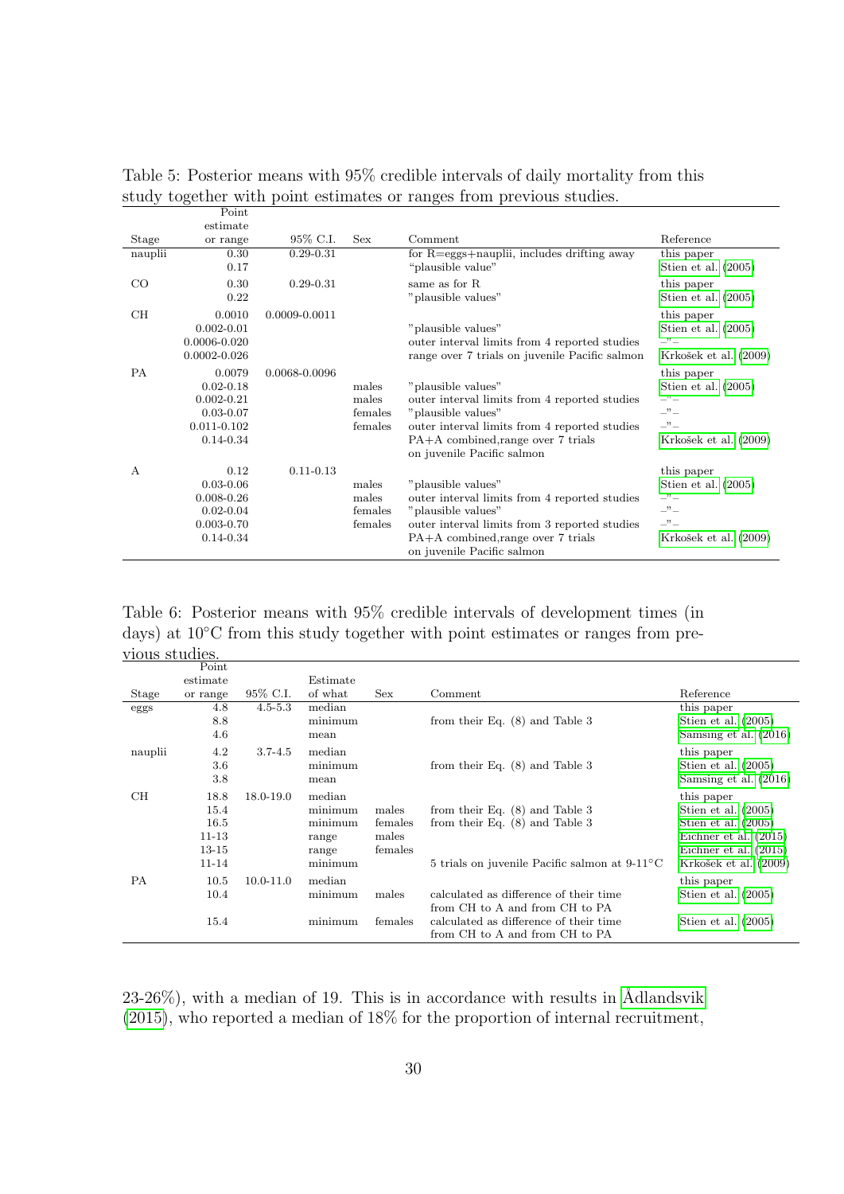Table 5: Posterior means with 95% credible intervals of daily mortality from this study together with point estimates or ranges from previous studies.

| Stage | Point estimate or range | 95% C.I. | Sex | Comment | Reference |
|---|---|---|---|---|---|
| nauplii | 0.30 | 0.29-0.31 | | for R=eggs+nauplii, includes drifting away | this paper |
| | 0.17 | | | "plausible value" | Stien et al. (2005) |
| CO | 0.30 | 0.29-0.31 | | same as for R | this paper |
| | 0.22 | | | "plausible values" | Stien et al. (2005) |
| CH | 0.0010 | 0.0009-0.0011 | | | this paper |
| | 0.002-0.01 | | | "plausible values" | Stien et al. (2005) |
| | 0.0006-0.020 | | | outer interval limits from 4 reported studies | –"– |
| | 0.0002-0.026 | | | range over 7 trials on juvenile Pacific salmon | Krkošek et al. (2009) |
| PA | 0.0079 | 0.0068-0.0096 | | | this paper |
| | 0.02-0.18 | | males | "plausible values" | Stien et al. (2005) |
| | 0.002-0.21 | | males | outer interval limits from 4 reported studies | –"– |
| | 0.03-0.07 | | females | "plausible values" | –"– |
| | 0.011-0.102 | | females | outer interval limits from 4 reported studies | –"– |
| | 0.14-0.34 | | | PA+A combined,range over 7 trials on juvenile Pacific salmon | Krkošek et al. (2009) |
| A | 0.12 | 0.11-0.13 | | | this paper |
| | 0.03-0.06 | | males | "plausible values" | Stien et al. (2005) |
| | 0.008-0.26 | | males | outer interval limits from 4 reported studies | –"– |
| | 0.02-0.04 | | females | "plausible values" | –"– |
| | 0.003-0.70 | | females | outer interval limits from 3 reported studies | –"– |
| | 0.14-0.34 | | | PA+A combined,range over 7 trials on juvenile Pacific salmon | Krkošek et al. (2009) |

Table 6: Posterior means with 95% credible intervals of development times (in days) at 10°C from this study together with point estimates or ranges from previous studies.

| Stage | Point estimate or range | 95% C.I. | Estimate of what | Sex | Comment | Reference |
|---|---|---|---|---|---|---|
| eggs | 4.8 | 4.5-5.3 | median | | | this paper |
| | 8.8 | | minimum | | from their Eq. (8) and Table 3 | Stien et al. (2005) |
| | 4.6 | | mean | | | Samsing et al. (2016) |
| nauplii | 4.2 | 3.7-4.5 | median | | | this paper |
| | 3.6 | | minimum | | from their Eq. (8) and Table 3 | Stien et al. (2005) |
| | 3.8 | | mean | | | Samsing et al. (2016) |
| CH | 18.8 | 18.0-19.0 | median | | | this paper |
| | 15.4 | | minimum | males | from their Eq. (8) and Table 3 | Stien et al. (2005) |
| | 16.5 | | minimum | females | from their Eq. (8) and Table 3 | Stien et al. (2005) |
| | 11-13 | | range | males | | Eichner et al. (2015) |
| | 13-15 | | range | females | | Eichner et al. (2015) |
| | 11-14 | | minimum | | 5 trials on juvenile Pacific salmon at 9-11°C | Krkošek et al. (2009) |
| PA | 10.5 | 10.0-11.0 | median | | | this paper |
| | 10.4 | | minimum | males | calculated as difference of their time from CH to A and from CH to PA | Stien et al. (2005) |
| | 15.4 | | minimum | females | calculated as difference of their time from CH to A and from CH to PA | Stien et al. (2005) |

23-26%), with a median of 19. This is in accordance with results in Ådlandsvik (2015), who reported a median of 18% for the proportion of internal recruitment,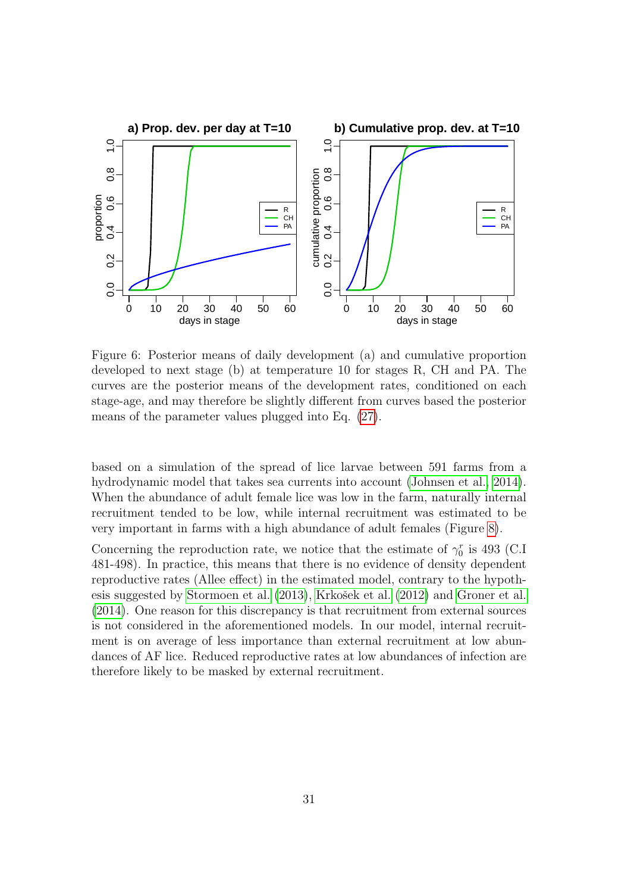Figure 6: Posterior means of daily development (a) and cumulative proportion developed to next stage (b) at temperature 10 for stages R, CH and PA. The curves are the posterior means of the development rates, conditioned on each stage-age, and may therefore be slightly different from curves based the posterior means of the parameter values plugged into Eq. (27).

based on a simulation of the spread of lice larvae between 591 farms from a hydrodynamic model that takes sea currents into account (Johnsen et al., 2014). When the abundance of adult female lice was low in the farm, naturally internal recruitment tended to be low, while internal recruitment was estimated to be very important in farms with a high abundance of adult females (Figure 8).

Concerning the reproduction rate, we notice that the estimate of $\gamma_0^r$ is 493 (C.I 481-498). In practice, this means that there is no evidence of density dependent reproductive rates (Allee effect) in the estimated model, contrary to the hypothesis suggested by Stormoen et al. (2013), Krkošek et al. (2012) and Groner et al. (2014). One reason for this discrepancy is that recruitment from external sources is not considered in the aforementioned models. In our model, internal recruitment is on average of less importance than external recruitment at low abundances of AF lice. Reduced reproductive rates at low abundances of infection are therefore likely to be masked by external recruitment.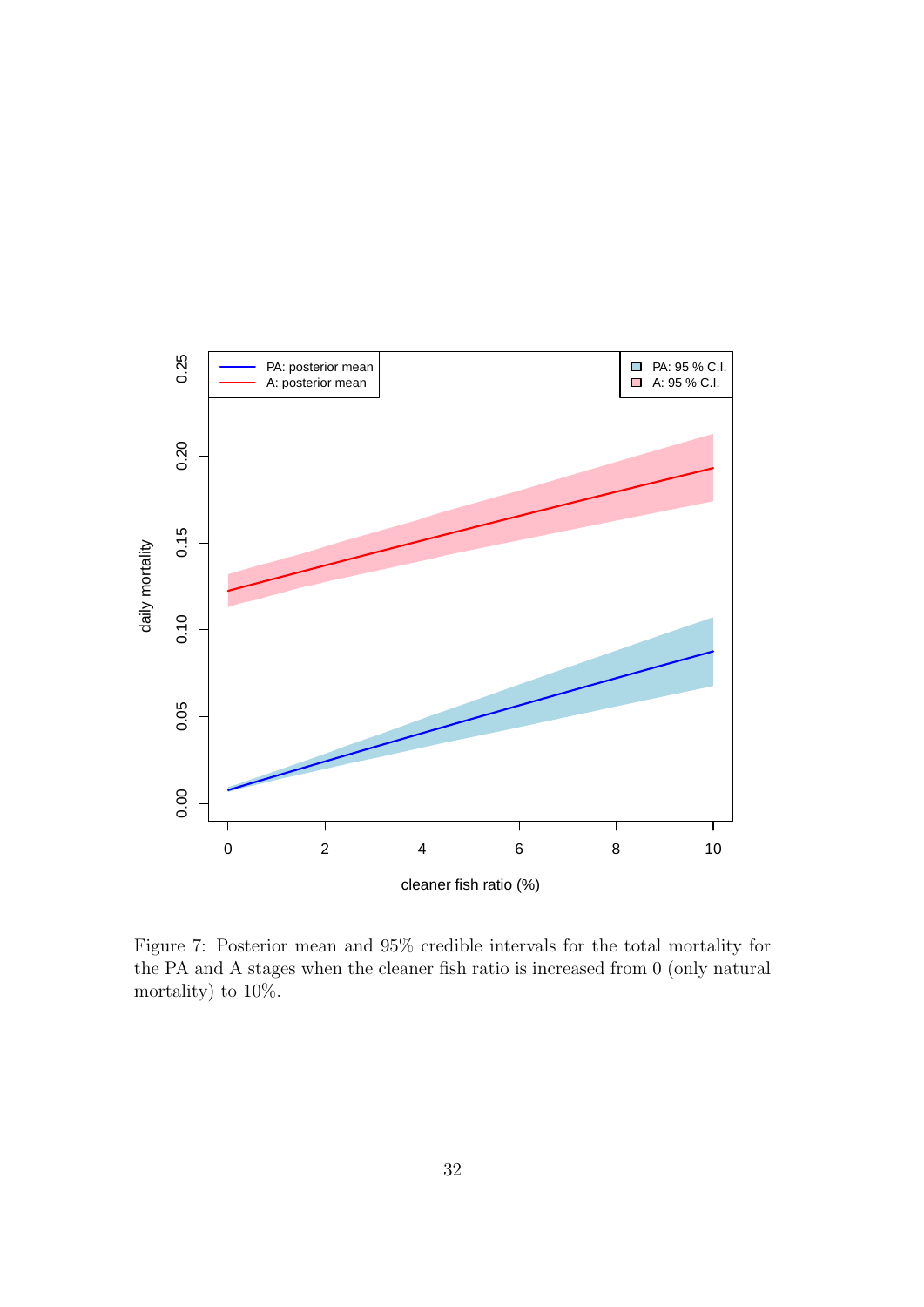Figure 7: Posterior mean and 95% credible intervals for the total mortality for the PA and A stages when the cleaner fish ratio is increased from 0 (only natural mortality) to 10%.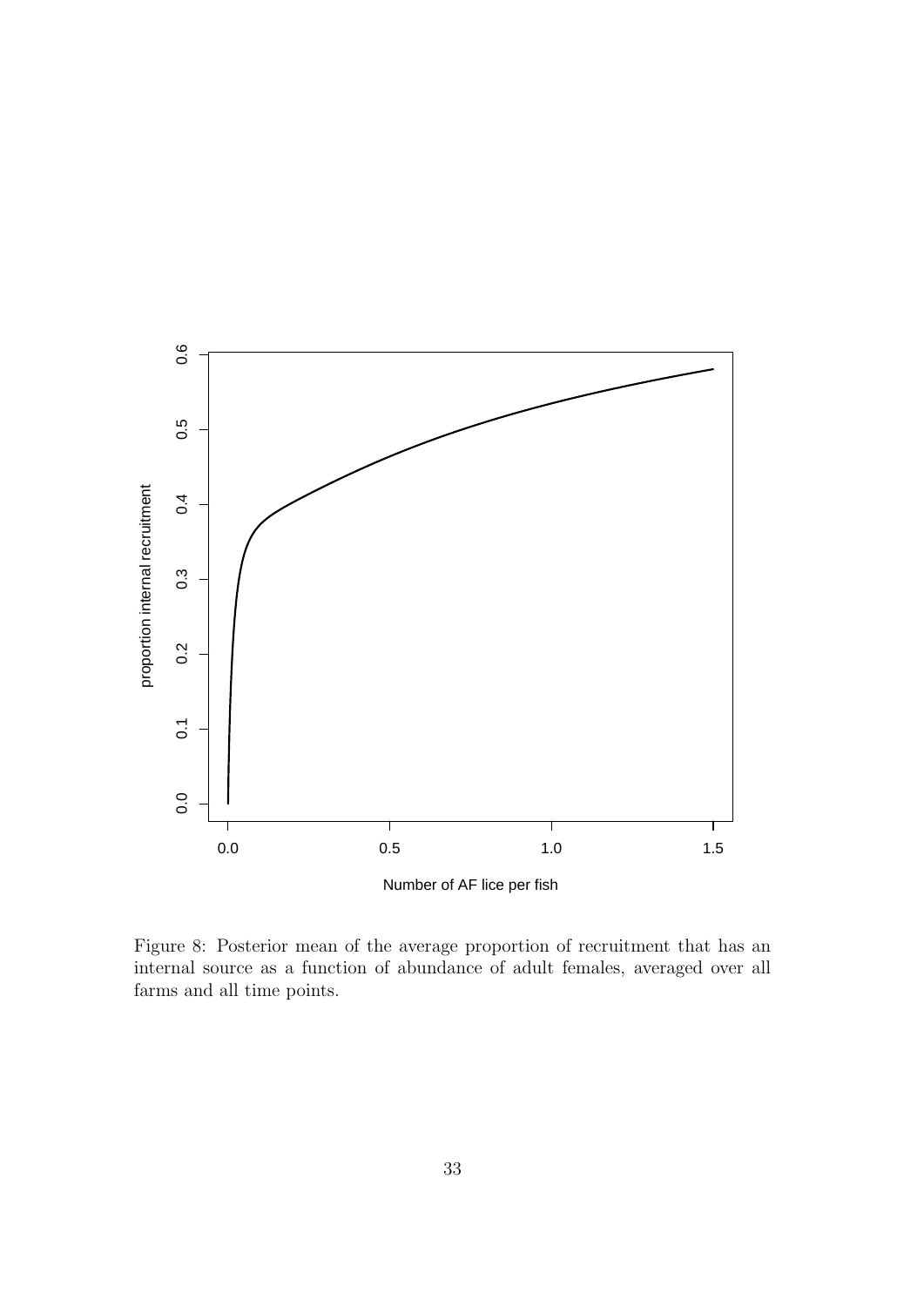Figure 8: Posterior mean of the average proportion of recruitment that has an internal source as a function of abundance of adult females, averaged over all farms and all time points.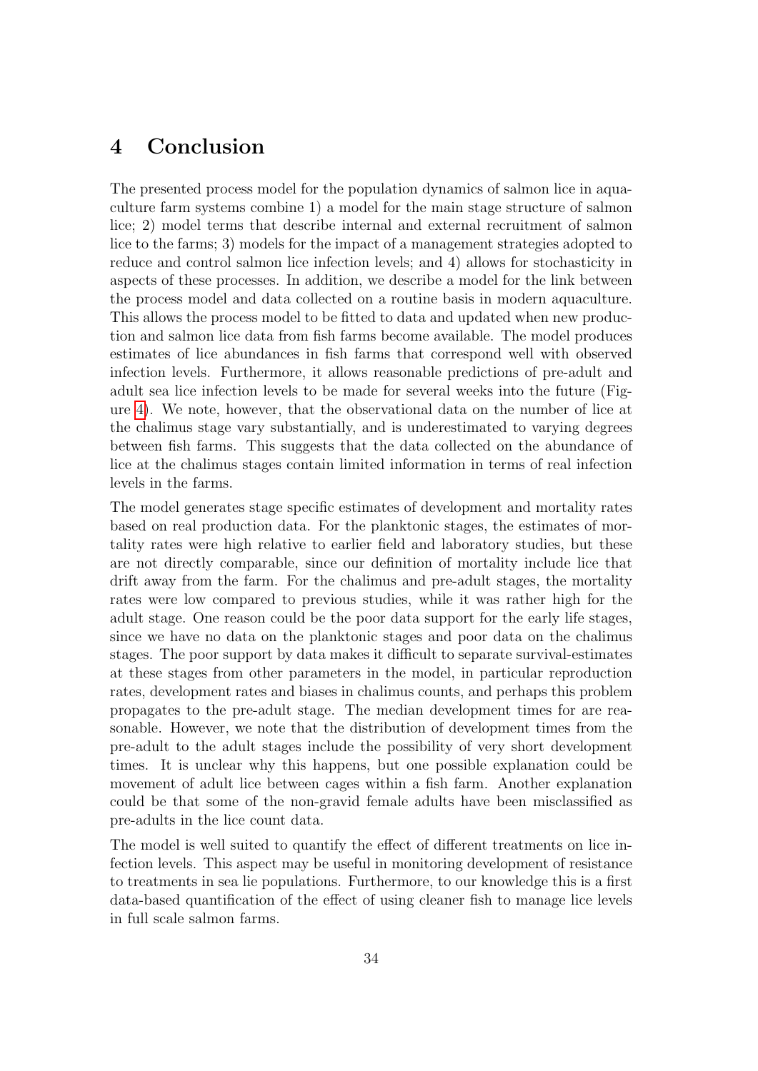# 4 Conclusion

The presented process model for the population dynamics of salmon lice in aquaculture farm systems combine 1) a model for the main stage structure of salmon lice; 2) model terms that describe internal and external recruitment of salmon lice to the farms; 3) models for the impact of a management strategies adopted to reduce and control salmon lice infection levels; and 4) allows for stochasticity in aspects of these processes. In addition, we describe a model for the link between the process model and data collected on a routine basis in modern aquaculture. This allows the process model to be fitted to data and updated when new production and salmon lice data from fish farms become available. The model produces estimates of lice abundances in fish farms that correspond well with observed infection levels. Furthermore, it allows reasonable predictions of pre-adult and adult sea lice infection levels to be made for several weeks into the future (Figure 4). We note, however, that the observational data on the number of lice at the chalimus stage vary substantially, and is underestimated to varying degrees between fish farms. This suggests that the data collected on the abundance of lice at the chalimus stages contain limited information in terms of real infection levels in the farms.

The model generates stage specific estimates of development and mortality rates based on real production data. For the planktonic stages, the estimates of mortality rates were high relative to earlier field and laboratory studies, but these are not directly comparable, since our definition of mortality include lice that drift away from the farm. For the chalimus and pre-adult stages, the mortality rates were low compared to previous studies, while it was rather high for the adult stage. One reason could be the poor data support for the early life stages, since we have no data on the planktonic stages and poor data on the chalimus stages. The poor support by data makes it difficult to separate survival-estimates at these stages from other parameters in the model, in particular reproduction rates, development rates and biases in chalimus counts, and perhaps this problem propagates to the pre-adult stage. The median development times for are reasonable. However, we note that the distribution of development times from the pre-adult to the adult stages include the possibility of very short development times. It is unclear why this happens, but one possible explanation could be movement of adult lice between cages within a fish farm. Another explanation could be that some of the non-gravid female adults have been misclassified as pre-adults in the lice count data.

The model is well suited to quantify the effect of different treatments on lice infection levels. This aspect may be useful in monitoring development of resistance to treatments in sea lie populations. Furthermore, to our knowledge this is a first data-based quantification of the effect of using cleaner fish to manage lice levels in full scale salmon farms.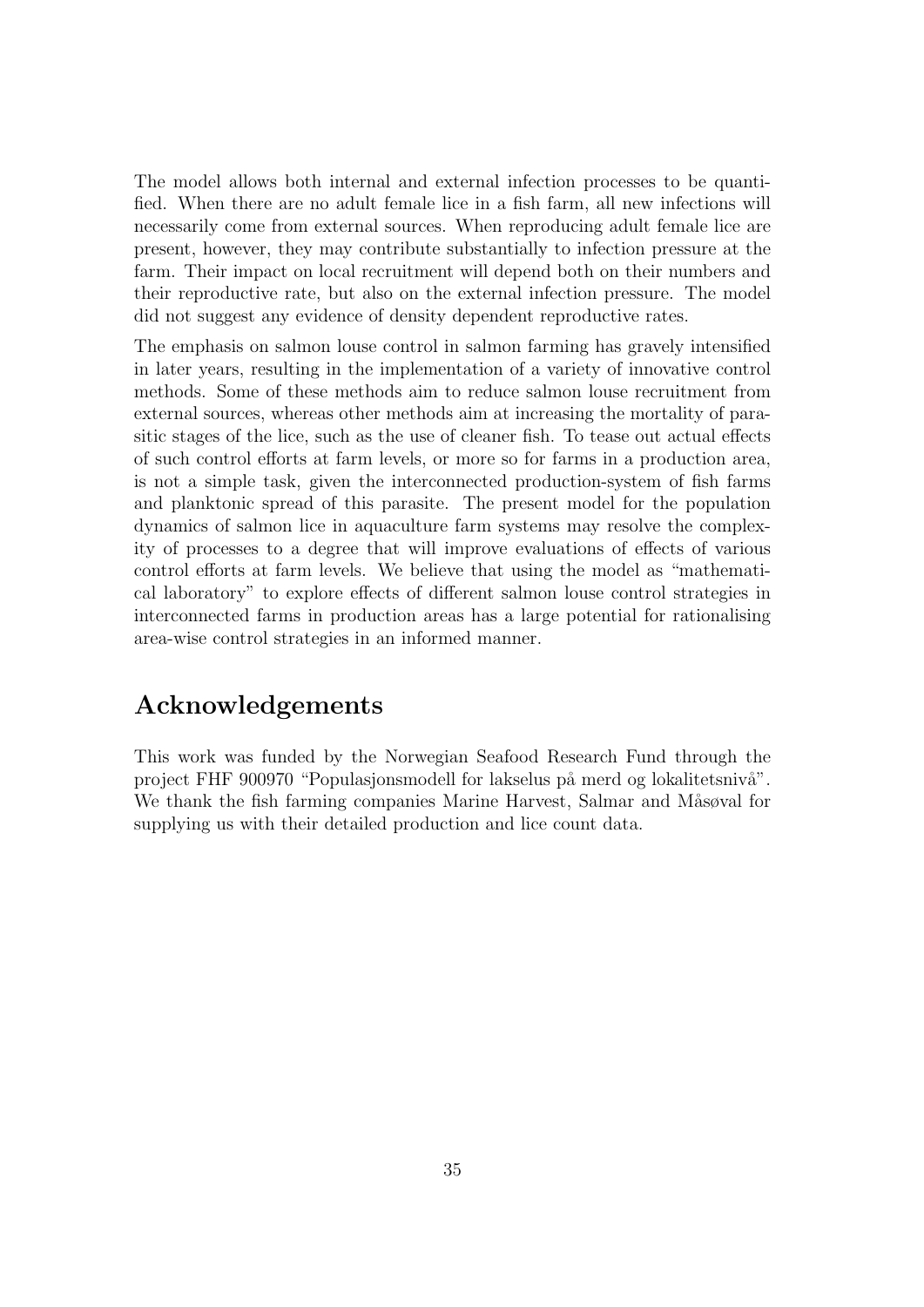The model allows both internal and external infection processes to be quantified. When there are no adult female lice in a fish farm, all new infections will necessarily come from external sources. When reproducing adult female lice are present, however, they may contribute substantially to infection pressure at the farm. Their impact on local recruitment will depend both on their numbers and their reproductive rate, but also on the external infection pressure. The model did not suggest any evidence of density dependent reproductive rates.

The emphasis on salmon louse control in salmon farming has gravely intensified in later years, resulting in the implementation of a variety of innovative control methods. Some of these methods aim to reduce salmon louse recruitment from external sources, whereas other methods aim at increasing the mortality of parasitic stages of the lice, such as the use of cleaner fish. To tease out actual effects of such control efforts at farm levels, or more so for farms in a production area, is not a simple task, given the interconnected production-system of fish farms and planktonic spread of this parasite. The present model for the population dynamics of salmon lice in aquaculture farm systems may resolve the complexity of processes to a degree that will improve evaluations of effects of various control efforts at farm levels. We believe that using the model as "mathematical laboratory" to explore effects of different salmon louse control strategies in interconnected farms in production areas has a large potential for rationalising area-wise control strategies in an informed manner.

# Acknowledgements

This work was funded by the Norwegian Seafood Research Fund through the project FHF 900970 "Populasjonsmodell for lakselus på merd og lokalitetsnivå". We thank the fish farming companies Marine Harvest, Salmar and Måsøval for supplying us with their detailed production and lice count data.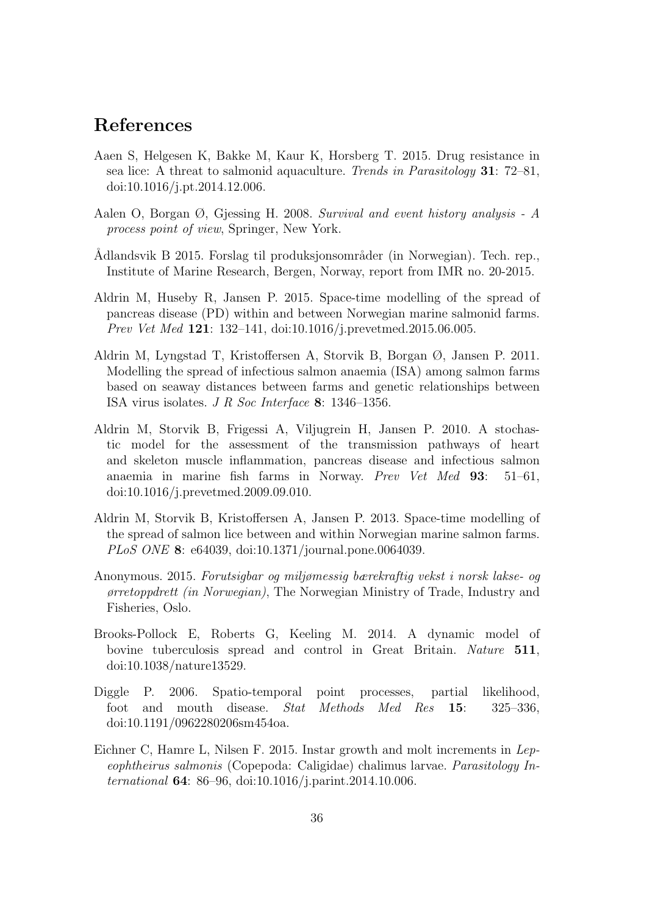## References

Aaen S, Helgesen K, Bakke M, Kaur K, Horsberg T. 2015. Drug resistance in sea lice: A threat to salmonid aquaculture. *Trends in Parasitology* **31**: 72–81, doi:10.1016/j.pt.2014.12.006.

Aalen O, Borgan Ø, Gjessing H. 2008. *Survival and event history analysis - A process point of view*, Springer, New York.

Ådlandsvik B 2015. Forslag til produksjonsområder (in Norwegian). Tech. rep., Institute of Marine Research, Bergen, Norway, report from IMR no. 20-2015.

Aldrin M, Huseby R, Jansen P. 2015. Space-time modelling of the spread of pancreas disease (PD) within and between Norwegian marine salmonid farms. *Prev Vet Med* **121**: 132–141, doi:10.1016/j.prevetmed.2015.06.005.

Aldrin M, Lyngstad T, Kristoffersen A, Storvik B, Borgan Ø, Jansen P. 2011. Modelling the spread of infectious salmon anaemia (ISA) among salmon farms based on seaway distances between farms and genetic relationships between ISA virus isolates. *J R Soc Interface* **8**: 1346–1356.

Aldrin M, Storvik B, Frigessi A, Viljugrein H, Jansen P. 2010. A stochastic model for the assessment of the transmission pathways of heart and skeleton muscle inflammation, pancreas disease and infectious salmon anaemia in marine fish farms in Norway. *Prev Vet Med* **93**: 51–61, doi:10.1016/j.prevetmed.2009.09.010.

Aldrin M, Storvik B, Kristoffersen A, Jansen P. 2013. Space-time modelling of the spread of salmon lice between and within Norwegian marine salmon farms. *PLoS ONE* **8**: e64039, doi:10.1371/journal.pone.0064039.

Anonymous. 2015. *Forutsigbar og miljømessig bærekraftig vekst i norsk lakse- og ørretoppdrett (in Norwegian)*, The Norwegian Ministry of Trade, Industry and Fisheries, Oslo.

Brooks-Pollock E, Roberts G, Keeling M. 2014. A dynamic model of bovine tuberculosis spread and control in Great Britain. *Nature* **511**, doi:10.1038/nature13529.

Diggle P. 2006. Spatio-temporal point processes, partial likelihood, foot and mouth disease. *Stat Methods Med Res* **15**: 325–336, doi:10.1191/0962280206sm454oa.

Eichner C, Hamre L, Nilsen F. 2015. Instar growth and molt increments in *Lepeophtheirus salmonis* (Copepoda: Caligidae) chalimus larvae. *Parasitology International* **64**: 86–96, doi:10.1016/j.parint.2014.10.006.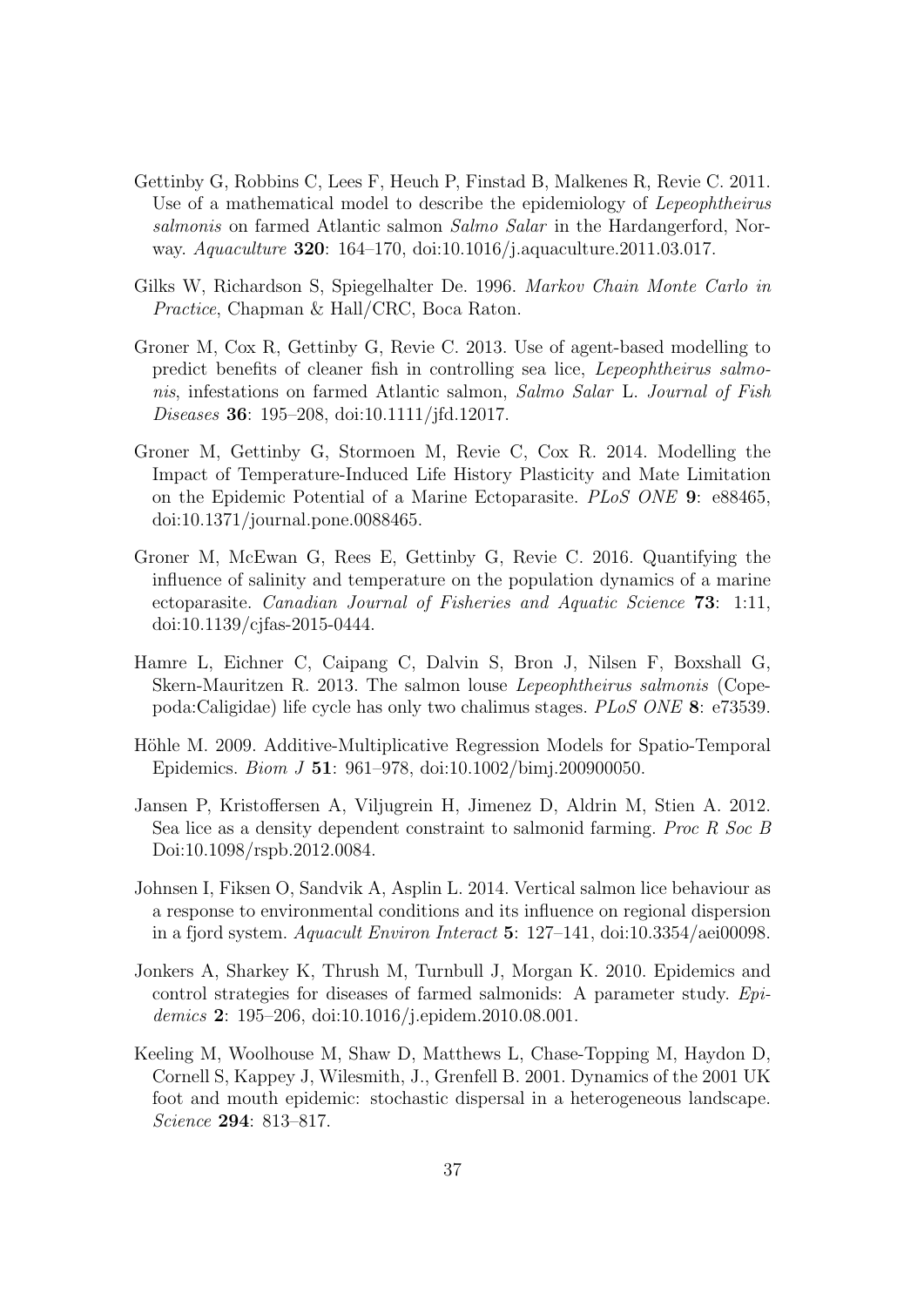Gettinby G, Robbins C, Lees F, Heuch P, Finstad B, Malkenes R, Revie C. 2011. Use of a mathematical model to describe the epidemiology of *Lepeophtheirus salmonis* on farmed Atlantic salmon *Salmo Salar* in the Hardangerford, Norway. *Aquaculture* **320**: 164–170, doi:10.1016/j.aquaculture.2011.03.017.

Gilks W, Richardson S, Spiegelhalter De. 1996. *Markov Chain Monte Carlo in Practice*, Chapman & Hall/CRC, Boca Raton.

Groner M, Cox R, Gettinby G, Revie C. 2013. Use of agent-based modelling to predict benefits of cleaner fish in controlling sea lice, *Lepeophtheirus salmonis*, infestations on farmed Atlantic salmon, *Salmo Salar* L. *Journal of Fish Diseases* **36**: 195–208, doi:10.1111/jfd.12017.

Groner M, Gettinby G, Stormoen M, Revie C, Cox R. 2014. Modelling the Impact of Temperature-Induced Life History Plasticity and Mate Limitation on the Epidemic Potential of a Marine Ectoparasite. *PLoS ONE* **9**: e88465, doi:10.1371/journal.pone.0088465.

Groner M, McEwan G, Rees E, Gettinby G, Revie C. 2016. Quantifying the influence of salinity and temperature on the population dynamics of a marine ectoparasite. *Canadian Journal of Fisheries and Aquatic Science* **73**: 1:11, doi:10.1139/cjfas-2015-0444.

Hamre L, Eichner C, Caipang C, Dalvin S, Bron J, Nilsen F, Boxshall G, Skern-Mauritzen R. 2013. The salmon louse *Lepeophtheirus salmonis* (Copepoda:Caligidae) life cycle has only two chalimus stages. *PLoS ONE* **8**: e73539.

Höhle M. 2009. Additive-Multiplicative Regression Models for Spatio-Temporal Epidemics. *Biom J* **51**: 961–978, doi:10.1002/bimj.200900050.

Jansen P, Kristoffersen A, Viljugrein H, Jimenez D, Aldrin M, Stien A. 2012. Sea lice as a density dependent constraint to salmonid farming. *Proc R Soc B* Doi:10.1098/rspb.2012.0084.

Johnsen I, Fiksen O, Sandvik A, Asplin L. 2014. Vertical salmon lice behaviour as a response to environmental conditions and its influence on regional dispersion in a fjord system. *Aquacult Environ Interact* **5**: 127–141, doi:10.3354/aei00098.

Jonkers A, Sharkey K, Thrush M, Turnbull J, Morgan K. 2010. Epidemics and control strategies for diseases of farmed salmonids: A parameter study. *Epidemics* **2**: 195–206, doi:10.1016/j.epidem.2010.08.001.

Keeling M, Woolhouse M, Shaw D, Matthews L, Chase-Topping M, Haydon D, Cornell S, Kappey J, Wilesmith, J., Grenfell B. 2001. Dynamics of the 2001 UK foot and mouth epidemic: stochastic dispersal in a heterogeneous landscape. *Science* **294**: 813–817.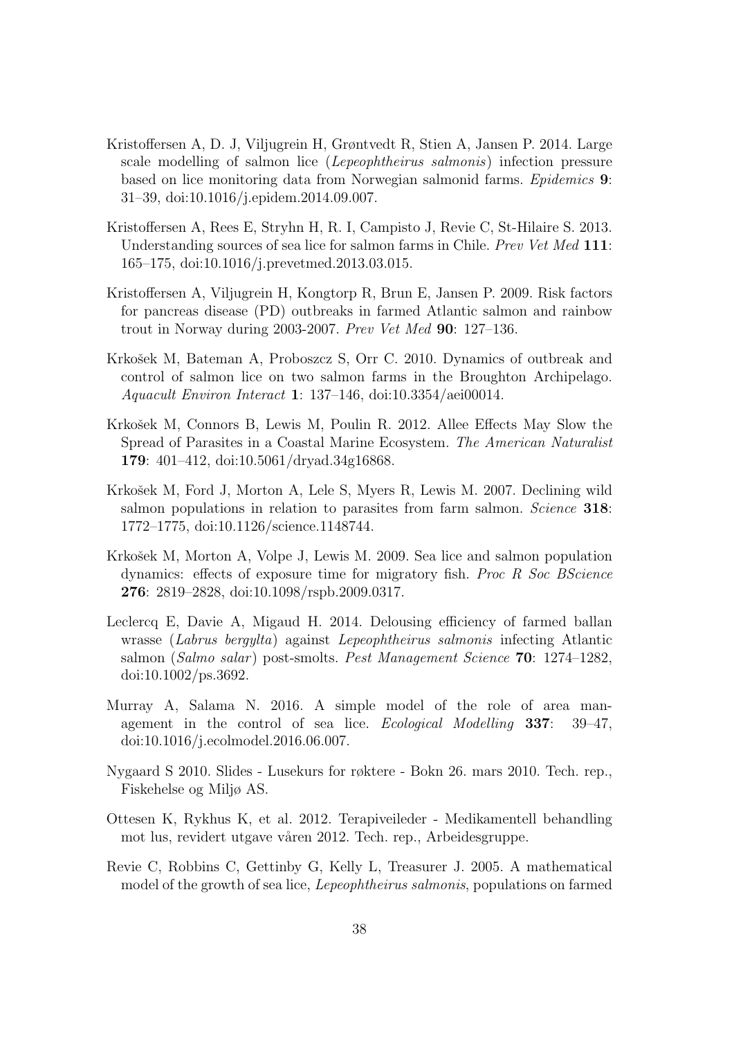Kristoffersen A, D. J, Viljugrein H, Grøntvedt R, Stien A, Jansen P. 2014. Large scale modelling of salmon lice (*Lepeophtheirus salmonis*) infection pressure based on lice monitoring data from Norwegian salmonid farms. *Epidemics* **9**: 31–39, doi:10.1016/j.epidem.2014.09.007.

Kristoffersen A, Rees E, Stryhn H, R. I, Campisto J, Revie C, St-Hilaire S. 2013. Understanding sources of sea lice for salmon farms in Chile. *Prev Vet Med* **111**: 165–175, doi:10.1016/j.prevetmed.2013.03.015.

Kristoffersen A, Viljugrein H, Kongtorp R, Brun E, Jansen P. 2009. Risk factors for pancreas disease (PD) outbreaks in farmed Atlantic salmon and rainbow trout in Norway during 2003-2007. *Prev Vet Med* **90**: 127–136.

Krkošek M, Bateman A, Proboszcz S, Orr C. 2010. Dynamics of outbreak and control of salmon lice on two salmon farms in the Broughton Archipelago. *Aquacult Environ Interact* **1**: 137–146, doi:10.3354/aei00014.

Krkošek M, Connors B, Lewis M, Poulin R. 2012. Allee Effects May Slow the Spread of Parasites in a Coastal Marine Ecosystem. *The American Naturalist* **179**: 401–412, doi:10.5061/dryad.34g16868.

Krkošek M, Ford J, Morton A, Lele S, Myers R, Lewis M. 2007. Declining wild salmon populations in relation to parasites from farm salmon. *Science* **318**: 1772–1775, doi:10.1126/science.1148744.

Krkošek M, Morton A, Volpe J, Lewis M. 2009. Sea lice and salmon population dynamics: effects of exposure time for migratory fish. *Proc R Soc BScience* **276**: 2819–2828, doi:10.1098/rspb.2009.0317.

Leclercq E, Davie A, Migaud H. 2014. Delousing efficiency of farmed ballan wrasse (*Labrus bergylta*) against *Lepeophtheirus salmonis* infecting Atlantic salmon (*Salmo salar*) post-smolts. *Pest Management Science* **70**: 1274–1282, doi:10.1002/ps.3692.

Murray A, Salama N. 2016. A simple model of the role of area management in the control of sea lice. *Ecological Modelling* **337**: 39–47, doi:10.1016/j.ecolmodel.2016.06.007.

Nygaard S 2010. Slides - Lusekurs for røktere - Bokn 26. mars 2010. Tech. rep., Fiskehelse og Miljø AS.

Ottesen K, Rykhus K, et al. 2012. Terapiveileder - Medikamentell behandling mot lus, revidert utgave våren 2012. Tech. rep., Arbeidesgruppe.

Revie C, Robbins C, Gettinby G, Kelly L, Treasurer J. 2005. A mathematical model of the growth of sea lice, *Lepeophtheirus salmonis*, populations on farmed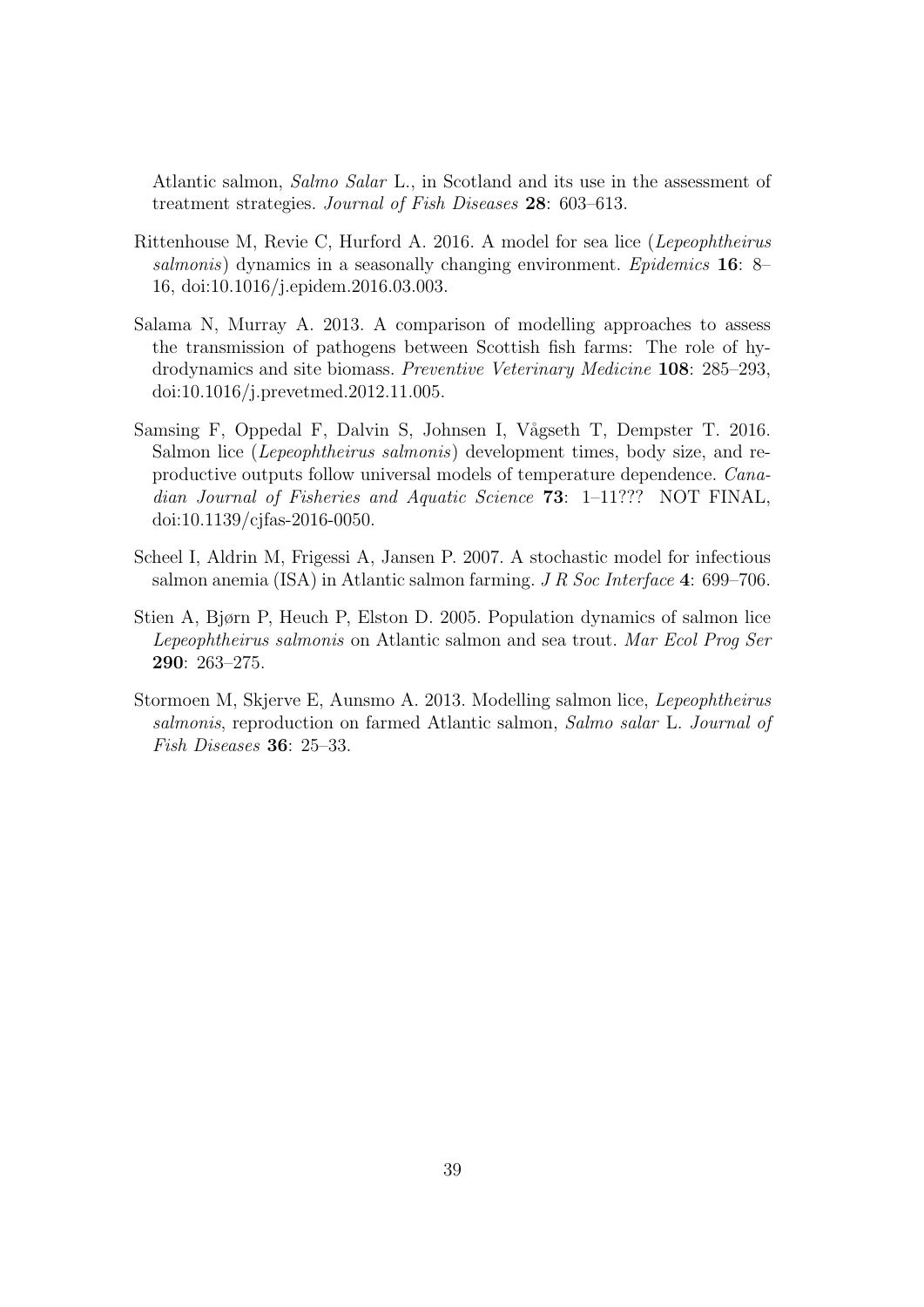Atlantic salmon, *Salmo Salar* L., in Scotland and its use in the assessment of treatment strategies. *Journal of Fish Diseases* **28**: 603–613.

Rittenhouse M, Revie C, Hurford A. 2016. A model for sea lice (*Lepeophtheirus salmonis*) dynamics in a seasonally changing environment. *Epidemics* **16**: 8–16, doi:10.1016/j.epidem.2016.03.003.

Salama N, Murray A. 2013. A comparison of modelling approaches to assess the transmission of pathogens between Scottish fish farms: The role of hydrodynamics and site biomass. *Preventive Veterinary Medicine* **108**: 285–293, doi:10.1016/j.prevetmed.2012.11.005.

Samsing F, Oppedal F, Dalvin S, Johnsen I, Vågseth T, Dempster T. 2016. Salmon lice (*Lepeophtheirus salmonis*) development times, body size, and reproductive outputs follow universal models of temperature dependence. *Canadian Journal of Fisheries and Aquatic Science* **73**: 1–11??? NOT FINAL, doi:10.1139/cjfas-2016-0050.

Scheel I, Aldrin M, Frigessi A, Jansen P. 2007. A stochastic model for infectious salmon anemia (ISA) in Atlantic salmon farming. *J R Soc Interface* **4**: 699–706.

Stien A, Bjørn P, Heuch P, Elston D. 2005. Population dynamics of salmon lice *Lepeophtheirus salmonis* on Atlantic salmon and sea trout. *Mar Ecol Prog Ser* **290**: 263–275.

Stormoen M, Skjerve E, Aunsmo A. 2013. Modelling salmon lice, *Lepeophtheirus salmonis*, reproduction on farmed Atlantic salmon, *Salmo salar* L. *Journal of Fish Diseases* **36**: 25–33.